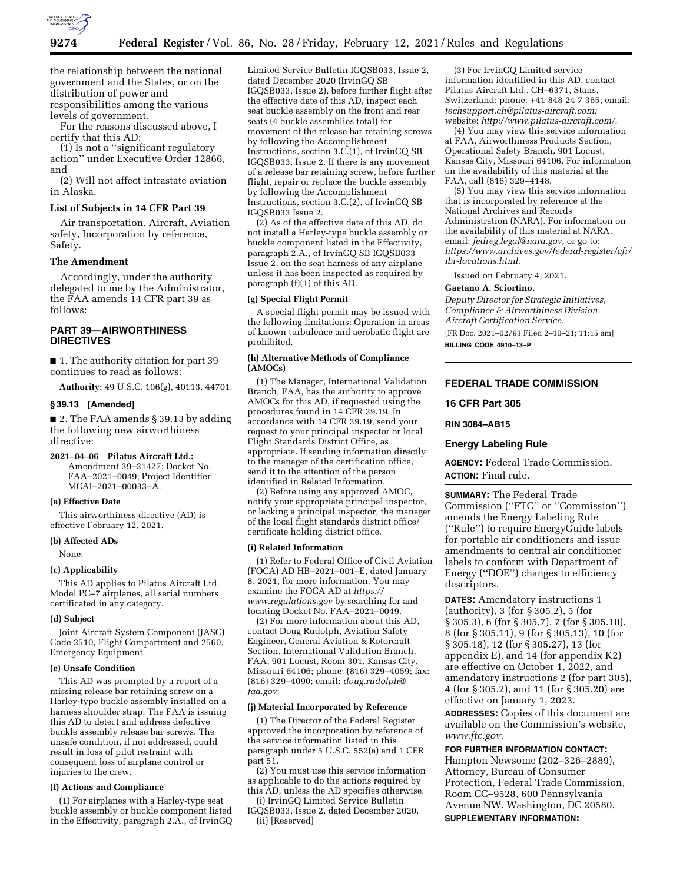the relationship between the national government and the States, or on the distribution of power and responsibilities among the various levels of government.

For the reasons discussed above, I certify that this AD:

(1) Is not a ''significant regulatory action'' under Executive Order 12866, and

(2) Will not affect intrastate aviation in Alaska.

### List of Subjects in 14 CFR Part 39

Air transportation, Aircraft, Aviation safety, Incorporation by reference, Safety.

### The Amendment

Accordingly, under the authority delegated to me by the Administrator, the FAA amends 14 CFR part 39 as follows:

## PART 39—AIRWORTHINESS DIRECTIVES

■ 1. The authority citation for part 39 continues to read as follows:

**Authority:** 49 U.S.C. 106(g), 40113, 44701.

### § 39.13 [Amended]

■ 2. The FAA amends § 39.13 by adding the following new airworthiness directive:

**2021–04–06 Pilatus Aircraft Ltd.:** Amendment 39–21427; Docket No. FAA–2021–0049; Project Identifier MCAI–2021–00033–A.

#### (a) Effective Date

This airworthiness directive (AD) is effective February 12, 2021.

#### (b) Affected ADs

None.

#### (c) Applicability

This AD applies to Pilatus Aircraft Ltd. Model PC–7 airplanes, all serial numbers, certificated in any category.

#### (d) Subject

Joint Aircraft System Component (JASC) Code 2510, Flight Compartment and 2560, Emergency Equipment.

#### (e) Unsafe Condition

This AD was prompted by a report of a missing release bar retaining screw on a Harley-type buckle assembly installed on a harness shoulder strap. The FAA is issuing this AD to detect and address defective buckle assembly release bar screws. The unsafe condition, if not addressed, could result in loss of pilot restraint with consequent loss of airplane control or injuries to the crew.

#### (f) Actions and Compliance

(1) For airplanes with a Harley-type seat buckle assembly or buckle component listed in the Effectivity, paragraph 2.A., of IrvinGQ Limited Service Bulletin IGQSB033, Issue 2, dated December 2020 (IrvinGQ SB IGQSB033, Issue 2), before further flight after the effective date of this AD, inspect each seat buckle assembly on the front and rear seats (4 buckle assemblies total) for movement of the release bar retaining screws by following the Accomplishment Instructions, section 3.C.(1), of IrvinGQ SB IGQSB033, Issue 2. If there is any movement of a release bar retaining screw, before further flight, repair or replace the buckle assembly by following the Accomplishment Instructions, section 3.C.(2), of IrvinGQ SB IGQSB033 Issue 2.

(2) As of the effective date of this AD, do not install a Harley-type buckle assembly or buckle component listed in the Effectivity, paragraph 2.A., of IrvinGQ SB IGQSB033 Issue 2, on the seat harness of any airplane unless it has been inspected as required by paragraph (f)(1) of this AD.

#### (g) Special Flight Permit

A special flight permit may be issued with the following limitations: Operation in areas of known turbulence and aerobatic flight are prohibited.

#### (h) Alternative Methods of Compliance (AMOCs)

(1) The Manager, International Validation Branch, FAA, has the authority to approve AMOCs for this AD, if requested using the procedures found in 14 CFR 39.19. In accordance with 14 CFR 39.19, send your request to your principal inspector or local Flight Standards District Office, as appropriate. If sending information directly to the manager of the certification office, send it to the attention of the person identified in Related Information.

(2) Before using any approved AMOC, notify your appropriate principal inspector, or lacking a principal inspector, the manager of the local flight standards district office/certificate holding district office.

#### (i) Related Information

(1) Refer to Federal Office of Civil Aviation (FOCA) AD HB–2021–001–E, dated January 8, 2021, for more information. You may examine the FOCA AD at *https://www.regulations.gov* by searching for and locating Docket No. FAA–2021–0049.

(2) For more information about this AD, contact Doug Rudolph, Aviation Safety Engineer, General Aviation & Rotorcraft Section, International Validation Branch, FAA, 901 Locust, Room 301, Kansas City, Missouri 64106; phone: (816) 329–4059; fax: (816) 329–4090; email: *doug.rudolph@faa.gov.*

#### (j) Material Incorporated by Reference

(1) The Director of the Federal Register approved the incorporation by reference of the service information listed in this paragraph under 5 U.S.C. 552(a) and 1 CFR part 51.

(2) You must use this service information as applicable to do the actions required by this AD, unless the AD specifies otherwise.

(i) IrvinGQ Limited Service Bulletin IGQSB033, Issue 2, dated December 2020.

(ii) [Reserved]

(3) For IrvinGQ Limited service information identified in this AD, contact Pilatus Aircraft Ltd., CH–6371, Stans, Switzerland; phone: +41 848 24 7 365; email: *techsupport.ch@pilatus-aircraft.com;* website: *http://www.pilatus-aircraft.com/.*

(4) You may view this service information at FAA, Airworthiness Products Section, Operational Safety Branch, 901 Locust, Kansas City, Missouri 64106. For information on the availability of this material at the FAA, call (816) 329–4148.

(5) You may view this service information that is incorporated by reference at the National Archives and Records Administration (NARA). For information on the availability of this material at NARA, email: *fedreg.legal@nara.gov,* or go to: *https://www.archives.gov/federal-register/cfr/ibr-locations.html.*

Issued on February 4, 2021.

**Gaetano A. Sciortino,**

*Deputy Director for Strategic Initiatives, Compliance & Airworthiness Division, Aircraft Certification Service.*

[FR Doc. 2021–02793 Filed 2–10–21; 11:15 am]

**BILLING CODE 4910–13–P**

---

## FEDERAL TRADE COMMISSION

## 16 CFR Part 305

**RIN 3084–AB15**

## Energy Labeling Rule

**AGENCY:** Federal Trade Commission.

**ACTION:** Final rule.

**SUMMARY:** The Federal Trade Commission (''FTC'' or ''Commission'') amends the Energy Labeling Rule (''Rule'') to require EnergyGuide labels for portable air conditioners and issue amendments to central air conditioner labels to conform with Department of Energy (''DOE'') changes to efficiency descriptors.

**DATES:** Amendatory instructions 1 (authority), 3 (for § 305.2), 5 (for § 305.3), 6 (for § 305.7), 7 (for § 305.10), 8 (for § 305.11), 9 (for § 305.13), 10 (for § 305.18), 12 (for § 305.27), 13 (for appendix E), and 14 (for appendix K2) are effective on October 1, 2022, and amendatory instructions 2 (for part 305), 4 (for § 305.2), and 11 (for § 305.20) are effective on January 1, 2023.

**ADDRESSES:** Copies of this document are available on the Commission's website, *www.ftc.gov.*

**FOR FURTHER INFORMATION CONTACT:** Hampton Newsome (202–326–2889), Attorney, Bureau of Consumer Protection, Federal Trade Commission, Room CC–9528, 600 Pennsylvania Avenue NW, Washington, DC 20580.

**SUPPLEMENTARY INFORMATION:**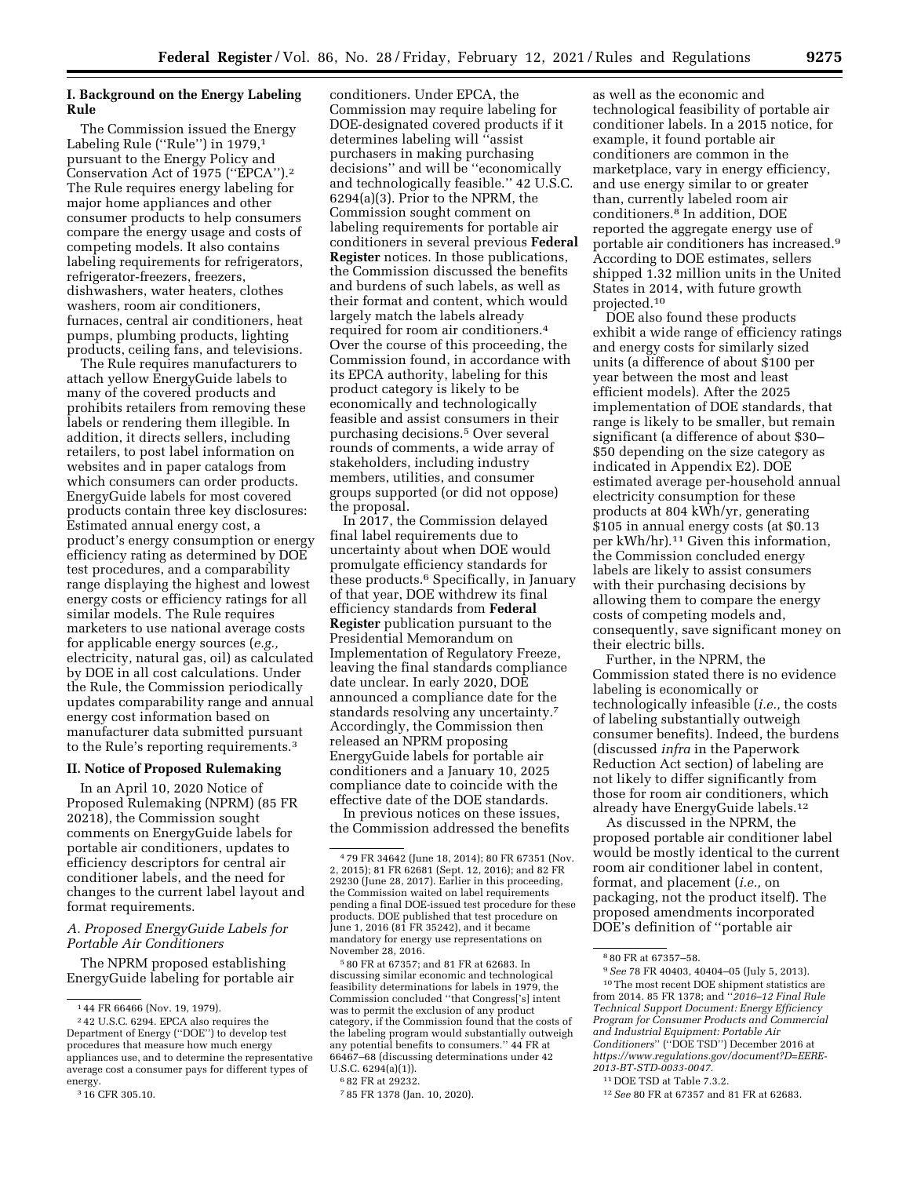## I. Background on the Energy Labeling Rule

The Commission issued the Energy Labeling Rule ("Rule") in 1979,[1] pursuant to the Energy Policy and Conservation Act of 1975 ("EPCA").[2] The Rule requires energy labeling for major home appliances and other consumer products to help consumers compare the energy usage and costs of competing models. It also contains labeling requirements for refrigerators, refrigerator-freezers, freezers, dishwashers, water heaters, clothes washers, room air conditioners, furnaces, central air conditioners, heat pumps, plumbing products, lighting products, ceiling fans, and televisions.

The Rule requires manufacturers to attach yellow EnergyGuide labels to many of the covered products and prohibits retailers from removing these labels or rendering them illegible. In addition, it directs sellers, including retailers, to post label information on websites and in paper catalogs from which consumers can order products. EnergyGuide labels for most covered products contain three key disclosures: Estimated annual energy cost, a product's energy consumption or energy efficiency rating as determined by DOE test procedures, and a comparability range displaying the highest and lowest energy costs or efficiency ratings for all similar models. The Rule requires marketers to use national average costs for applicable energy sources (*e.g.,* electricity, natural gas, oil) as calculated by DOE in all cost calculations. Under the Rule, the Commission periodically updates comparability range and annual energy cost information based on manufacturer data submitted pursuant to the Rule's reporting requirements.[3]

## II. Notice of Proposed Rulemaking

In an April 10, 2020 Notice of Proposed Rulemaking (NPRM) (85 FR 20218), the Commission sought comments on EnergyGuide labels for portable air conditioners, updates to efficiency descriptors for central air conditioner labels, and the need for changes to the current label layout and format requirements.

### *A. Proposed EnergyGuide Labels for Portable Air Conditioners*

The NPRM proposed establishing EnergyGuide labeling for portable air conditioners. Under EPCA, the Commission may require labeling for DOE-designated covered products if it determines labeling will "assist purchasers in making purchasing decisions" and will be "economically and technologically feasible." 42 U.S.C. 6294(a)(3). Prior to the NPRM, the Commission sought comment on labeling requirements for portable air conditioners in several previous **Federal Register** notices. In those publications, the Commission discussed the benefits and burdens of such labels, as well as their format and content, which would largely match the labels already required for room air conditioners.[4] Over the course of this proceeding, the Commission found, in accordance with its EPCA authority, labeling for this product category is likely to be economically and technologically feasible and assist consumers in their purchasing decisions.[5] Over several rounds of comments, a wide array of stakeholders, including industry members, utilities, and consumer groups supported (or did not oppose) the proposal.

In 2017, the Commission delayed final label requirements due to uncertainty about when DOE would promulgate efficiency standards for these products.[6] Specifically, in January of that year, DOE withdrew its final efficiency standards from **Federal Register** publication pursuant to the Presidential Memorandum on Implementation of Regulatory Freeze, leaving the final standards compliance date unclear. In early 2020, DOE announced a compliance date for the standards resolving any uncertainty.[7] Accordingly, the Commission then released an NPRM proposing EnergyGuide labels for portable air conditioners and a January 10, 2025 compliance date to coincide with the effective date of the DOE standards.

In previous notices on these issues, the Commission addressed the benefits as well as the economic and technological feasibility of portable air conditioner labels. In a 2015 notice, for example, it found portable air conditioners are common in the marketplace, vary in energy efficiency, and use energy similar to or greater than, currently labeled room air conditioners.[8] In addition, DOE reported the aggregate energy use of portable air conditioners has increased.[9] According to DOE estimates, sellers shipped 1.32 million units in the United States in 2014, with future growth projected.[10]

DOE also found these products exhibit a wide range of efficiency ratings and energy costs for similarly sized units (a difference of about $100 per year between the most and least efficient models). After the 2025 implementation of DOE standards, that range is likely to be smaller, but remain significant (a difference of about $30–$50 depending on the size category as indicated in Appendix E2). DOE estimated average per-household annual electricity consumption for these products at 804 kWh/yr, generating $105 in annual energy costs (at $0.13 per kWh/hr).[11] Given this information, the Commission concluded energy labels are likely to assist consumers with their purchasing decisions by allowing them to compare the energy costs of competing models and, consequently, save significant money on their electric bills.

Further, in the NPRM, the Commission stated there is no evidence labeling is economically or technologically infeasible (*i.e.,* the costs of labeling substantially outweigh consumer benefits). Indeed, the burdens (discussed *infra* in the Paperwork Reduction Act section) of labeling are not likely to differ significantly from those for room air conditioners, which already have EnergyGuide labels.[12]

As discussed in the NPRM, the proposed portable air conditioner label would be mostly identical to the current room air conditioner label in content, format, and placement (*i.e.,* on packaging, not the product itself). The proposed amendments incorporated DOE's definition of "portable air

---

[1] 44 FR 66466 (Nov. 19, 1979).

[2] 42 U.S.C. 6294. EPCA also requires the Department of Energy ("DOE") to develop test procedures that measure how much energy appliances use, and to determine the representative average cost a consumer pays for different types of energy.

[3] 16 CFR 305.10.

[4] 79 FR 34642 (June 18, 2014); 80 FR 67351 (Nov. 2, 2015); 81 FR 62681 (Sept. 12, 2016); and 82 FR 29230 (June 28, 2017). Earlier in this proceeding, the Commission waited on label requirements pending a final DOE-issued test procedure for these products. DOE published that test procedure on June 1, 2016 (81 FR 35242), and it became mandatory for energy use representations on November 28, 2016.

[5] 80 FR at 67357; and 81 FR at 62683. In discussing similar economic and technological feasibility determinations for labels in 1979, the Commission concluded "that Congress['s] intent was to permit the exclusion of any product category, if the Commission found that the costs of the labeling program would substantially outweigh any potential benefits to consumers." 44 FR at 66467–68 (discussing determinations under 42 U.S.C. 6294(a)(1)).

[6] 82 FR at 29232.

[7] 85 FR 1378 (Jan. 10, 2020).

[8] 80 FR at 67357–58.

[9] *See* 78 FR 40403, 40404–05 (July 5, 2013).

[10] The most recent DOE shipment statistics are from 2014. 85 FR 1378; and "*2016–12 Final Rule Technical Support Document: Energy Efficiency Program for Consumer Products and Commercial and Industrial Equipment: Portable Air Conditioners*" ("DOE TSD") December 2016 at *https://www.regulations.gov/document?D=EERE-2013-BT-STD-0033-0047.*

[11] DOE TSD at Table 7.3.2.

[12] *See* 80 FR at 67357 and 81 FR at 62683.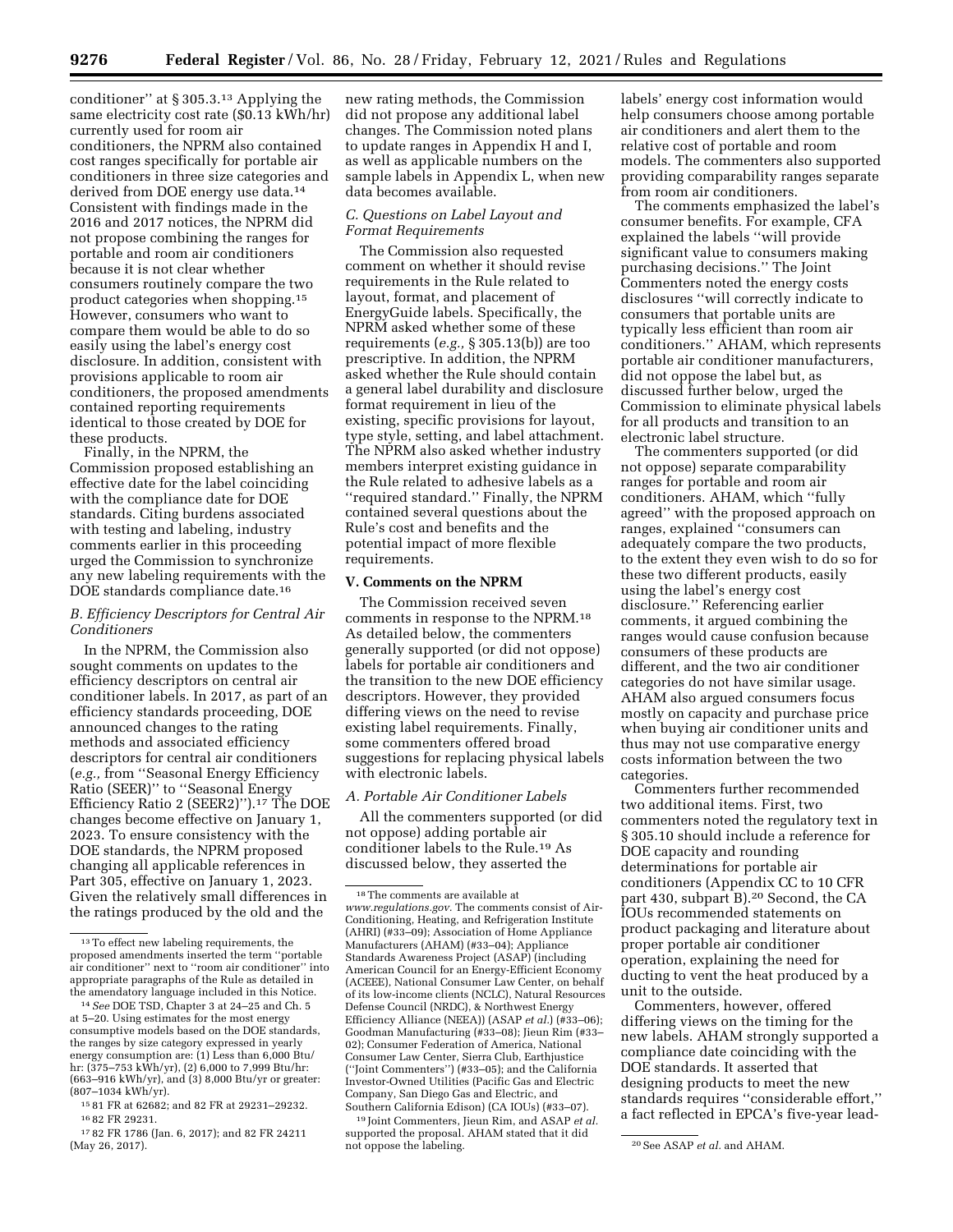conditioner'' at § 305.3.[13] Applying the same electricity cost rate ($0.13 kWh/hr) currently used for room air conditioners, the NPRM also contained cost ranges specifically for portable air conditioners in three size categories and derived from DOE energy use data.[14] Consistent with findings made in the 2016 and 2017 notices, the NPRM did not propose combining the ranges for portable and room air conditioners because it is not clear whether consumers routinely compare the two product categories when shopping.[15] However, consumers who want to compare them would be able to do so easily using the label's energy cost disclosure. In addition, consistent with provisions applicable to room air conditioners, the proposed amendments contained reporting requirements identical to those created by DOE for these products.

Finally, in the NPRM, the Commission proposed establishing an effective date for the label coinciding with the compliance date for DOE standards. Citing burdens associated with testing and labeling, industry comments earlier in this proceeding urged the Commission to synchronize any new labeling requirements with the DOE standards compliance date.[16]

### B. Efficiency Descriptors for Central Air Conditioners

In the NPRM, the Commission also sought comments on updates to the efficiency descriptors on central air conditioner labels. In 2017, as part of an efficiency standards proceeding, DOE announced changes to the rating methods and associated efficiency descriptors for central air conditioners (*e.g.,* from ''Seasonal Energy Efficiency Ratio (SEER)'' to ''Seasonal Energy Efficiency Ratio 2 (SEER2)'').[17] The DOE changes become effective on January 1, 2023. To ensure consistency with the DOE standards, the NPRM proposed changing all applicable references in Part 305, effective on January 1, 2023. Given the relatively small differences in the ratings produced by the old and the new rating methods, the Commission did not propose any additional label changes. The Commission noted plans to update ranges in Appendix H and I, as well as applicable numbers on the sample labels in Appendix L, when new data becomes available.

### C. Questions on Label Layout and Format Requirements

The Commission also requested comment on whether it should revise requirements in the Rule related to layout, format, and placement of EnergyGuide labels. Specifically, the NPRM asked whether some of these requirements (*e.g.,* § 305.13(b)) are too prescriptive. In addition, the NPRM asked whether the Rule should contain a general label durability and disclosure format requirement in lieu of the existing, specific provisions for layout, type style, setting, and label attachment. The NPRM also asked whether industry members interpret existing guidance in the Rule related to adhesive labels as a ''required standard.'' Finally, the NPRM contained several questions about the Rule's cost and benefits and the potential impact of more flexible requirements.

## V. Comments on the NPRM

The Commission received seven comments in response to the NPRM.[18] As detailed below, the commenters generally supported (or did not oppose) labels for portable air conditioners and the transition to the new DOE efficiency descriptors. However, they provided differing views on the need to revise existing label requirements. Finally, some commenters offered broad suggestions for replacing physical labels with electronic labels.

### A. Portable Air Conditioner Labels

All the commenters supported (or did not oppose) adding portable air conditioner labels to the Rule.[19] As discussed below, they asserted the labels' energy cost information would help consumers choose among portable air conditioners and alert them to the relative cost of portable and room models. The commenters also supported providing comparability ranges separate from room air conditioners.

The comments emphasized the label's consumer benefits. For example, CFA explained the labels ''will provide significant value to consumers making purchasing decisions.'' The Joint Commenters noted the energy costs disclosures ''will correctly indicate to consumers that portable units are typically less efficient than room air conditioners.'' AHAM, which represents portable air conditioner manufacturers, did not oppose the label but, as discussed further below, urged the Commission to eliminate physical labels for all products and transition to an electronic label structure.

The commenters supported (or did not oppose) separate comparability ranges for portable and room air conditioners. AHAM, which ''fully agreed'' with the proposed approach on ranges, explained ''consumers can adequately compare the two products, to the extent they even wish to do so for these two different products, easily using the label's energy cost disclosure.'' Referencing earlier comments, it argued combining the ranges would cause confusion because consumers of these products are different, and the two air conditioner categories do not have similar usage. AHAM also argued consumers focus mostly on capacity and purchase price when buying air conditioner units and thus may not use comparative energy costs information between the two categories.

Commenters further recommended two additional items. First, two commenters noted the regulatory text in § 305.10 should include a reference for DOE capacity and rounding determinations for portable air conditioners (Appendix CC to 10 CFR part 430, subpart B).[20] Second, the CA IOUs recommended statements on product packaging and literature about proper portable air conditioner operation, explaining the need for ducting to vent the heat produced by a unit to the outside.

Commenters, however, offered differing views on the timing for the new labels. AHAM strongly supported a compliance date coinciding with the DOE standards. It asserted that designing products to meet the new standards requires ''considerable effort,'' a fact reflected in EPCA's five-year lead-

---

[13] To effect new labeling requirements, the proposed amendments inserted the term ''portable air conditioner'' next to ''room air conditioner'' into appropriate paragraphs of the Rule as detailed in the amendatory language included in this Notice.

[14] *See* DOE TSD, Chapter 3 at 24–25 and Ch. 5 at 5–20. Using estimates for the most energy consumptive models based on the DOE standards, the ranges by size category expressed in yearly energy consumption are: (1) Less than 6,000 Btu/hr: (375–753 kWh/yr), (2) 6,000 to 7,999 Btu/hr: (663–916 kWh/yr), and (3) 8,000 Btu/yr or greater: (807–1034 kWh/yr).

[15] 81 FR at 62682; and 82 FR at 29231–29232.

[16] 82 FR 29231.

[17] 82 FR 1786 (Jan. 6, 2017); and 82 FR 24211 (May 26, 2017).

[18] The comments are available at *www.regulations.gov.* The comments consist of Air-Conditioning, Heating, and Refrigeration Institute (AHRI) (#33–09); Association of Home Appliance Manufacturers (AHAM) (#33–04); Appliance Standards Awareness Project (ASAP) (including American Council for an Energy-Efficient Economy (ACEEE), National Consumer Law Center, on behalf of its low-income clients (NCLC), Natural Resources Defense Council (NRDC), & Northwest Energy Efficiency Alliance (NEEA)) (ASAP *et al.*) (#33–06); Goodman Manufacturing (#33–08); Jieun Rim (#33–02); Consumer Federation of America, National Consumer Law Center, Sierra Club, Earthjustice (''Joint Commenters'') (#33–05); and the California Investor-Owned Utilities (Pacific Gas and Electric Company, San Diego Gas and Electric, and Southern California Edison) (CA IOUs) (#33–07).

[19] Joint Commenters, Jieun Rim, and ASAP *et al.* supported the proposal. AHAM stated that it did not oppose the labeling.

[20] See ASAP *et al.* and AHAM.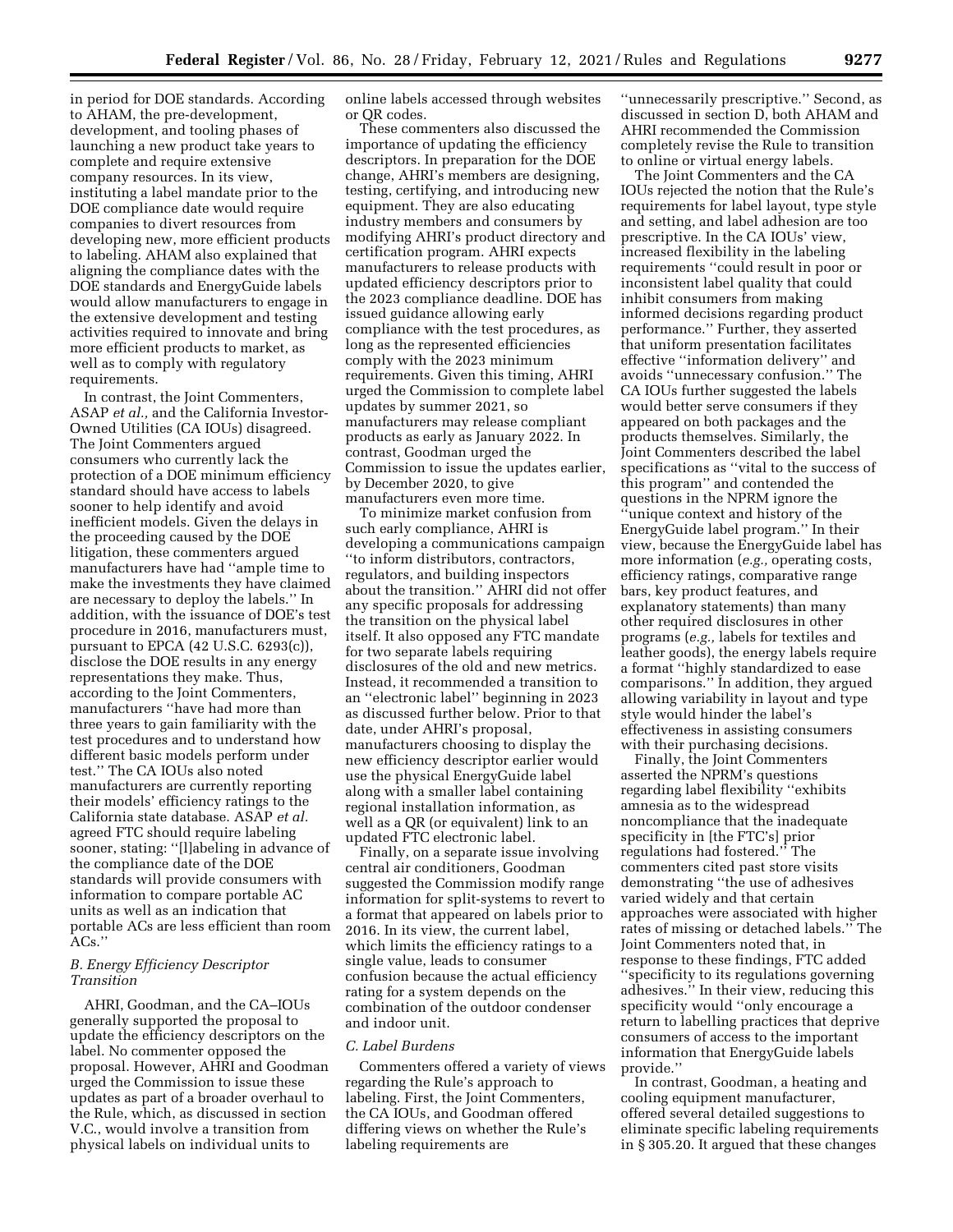in period for DOE standards. According to AHAM, the pre-development, development, and tooling phases of launching a new product take years to complete and require extensive company resources. In its view, instituting a label mandate prior to the DOE compliance date would require companies to divert resources from developing new, more efficient products to labeling. AHAM also explained that aligning the compliance dates with the DOE standards and EnergyGuide labels would allow manufacturers to engage in the extensive development and testing activities required to innovate and bring more efficient products to market, as well as to comply with regulatory requirements.

In contrast, the Joint Commenters, ASAP *et al.,* and the California Investor-Owned Utilities (CA IOUs) disagreed. The Joint Commenters argued consumers who currently lack the protection of a DOE minimum efficiency standard should have access to labels sooner to help identify and avoid inefficient models. Given the delays in the proceeding caused by the DOE litigation, these commenters argued manufacturers have had ''ample time to make the investments they have claimed are necessary to deploy the labels.'' In addition, with the issuance of DOE's test procedure in 2016, manufacturers must, pursuant to EPCA (42 U.S.C. 6293(c)), disclose the DOE results in any energy representations they make. Thus, according to the Joint Commenters, manufacturers ''have had more than three years to gain familiarity with the test procedures and to understand how different basic models perform under test.'' The CA IOUs also noted manufacturers are currently reporting their models' efficiency ratings to the California state database. ASAP *et al.* agreed FTC should require labeling sooner, stating: ''[l]abeling in advance of the compliance date of the DOE standards will provide consumers with information to compare portable AC units as well as an indication that portable ACs are less efficient than room ACs.''

### *B. Energy Efficiency Descriptor Transition*

AHRI, Goodman, and the CA–IOUs generally supported the proposal to update the efficiency descriptors on the label. No commenter opposed the proposal. However, AHRI and Goodman urged the Commission to issue these updates as part of a broader overhaul to the Rule, which, as discussed in section V.C., would involve a transition from physical labels on individual units to online labels accessed through websites or QR codes.

These commenters also discussed the importance of updating the efficiency descriptors. In preparation for the DOE change, AHRI's members are designing, testing, certifying, and introducing new equipment. They are also educating industry members and consumers by modifying AHRI's product directory and certification program. AHRI expects manufacturers to release products with updated efficiency descriptors prior to the 2023 compliance deadline. DOE has issued guidance allowing early compliance with the test procedures, as long as the represented efficiencies comply with the 2023 minimum requirements. Given this timing, AHRI urged the Commission to complete label updates by summer 2021, so manufacturers may release compliant products as early as January 2022. In contrast, Goodman urged the Commission to issue the updates earlier, by December 2020, to give manufacturers even more time.

To minimize market confusion from such early compliance, AHRI is developing a communications campaign ''to inform distributors, contractors, regulators, and building inspectors about the transition.'' AHRI did not offer any specific proposals for addressing the transition on the physical label itself. It also opposed any FTC mandate for two separate labels requiring disclosures of the old and new metrics. Instead, it recommended a transition to an ''electronic label'' beginning in 2023 as discussed further below. Prior to that date, under AHRI's proposal, manufacturers choosing to display the new efficiency descriptor earlier would use the physical EnergyGuide label along with a smaller label containing regional installation information, as well as a QR (or equivalent) link to an updated FTC electronic label.

Finally, on a separate issue involving central air conditioners, Goodman suggested the Commission modify range information for split-systems to revert to a format that appeared on labels prior to 2016. In its view, the current label, which limits the efficiency ratings to a single value, leads to consumer confusion because the actual efficiency rating for a system depends on the combination of the outdoor condenser and indoor unit.

### *C. Label Burdens*

Commenters offered a variety of views regarding the Rule's approach to labeling. First, the Joint Commenters, the CA IOUs, and Goodman offered differing views on whether the Rule's labeling requirements are ''unnecessarily prescriptive.'' Second, as discussed in section D, both AHAM and AHRI recommended the Commission completely revise the Rule to transition to online or virtual energy labels.

The Joint Commenters and the CA IOUs rejected the notion that the Rule's requirements for label layout, type style and setting, and label adhesion are too prescriptive. In the CA IOUs' view, increased flexibility in the labeling requirements ''could result in poor or inconsistent label quality that could inhibit consumers from making informed decisions regarding product performance.'' Further, they asserted that uniform presentation facilitates effective ''information delivery'' and avoids ''unnecessary confusion.'' The CA IOUs further suggested the labels would better serve consumers if they appeared on both packages and the products themselves. Similarly, the Joint Commenters described the label specifications as ''vital to the success of this program'' and contended the questions in the NPRM ignore the ''unique context and history of the EnergyGuide label program.'' In their view, because the EnergyGuide label has more information (*e.g.,* operating costs, efficiency ratings, comparative range bars, key product features, and explanatory statements) than many other required disclosures in other programs (*e.g.,* labels for textiles and leather goods), the energy labels require a format ''highly standardized to ease comparisons.'' In addition, they argued allowing variability in layout and type style would hinder the label's effectiveness in assisting consumers with their purchasing decisions.

Finally, the Joint Commenters asserted the NPRM's questions regarding label flexibility ''exhibits amnesia as to the widespread noncompliance that the inadequate specificity in [the FTC's] prior regulations had fostered.'' The commenters cited past store visits demonstrating ''the use of adhesives varied widely and that certain approaches were associated with higher rates of missing or detached labels.'' The Joint Commenters noted that, in response to these findings, FTC added ''specificity to its regulations governing adhesives.'' In their view, reducing this specificity would ''only encourage a return to labelling practices that deprive consumers of access to the important information that EnergyGuide labels provide.''

In contrast, Goodman, a heating and cooling equipment manufacturer, offered several detailed suggestions to eliminate specific labeling requirements in § 305.20. It argued that these changes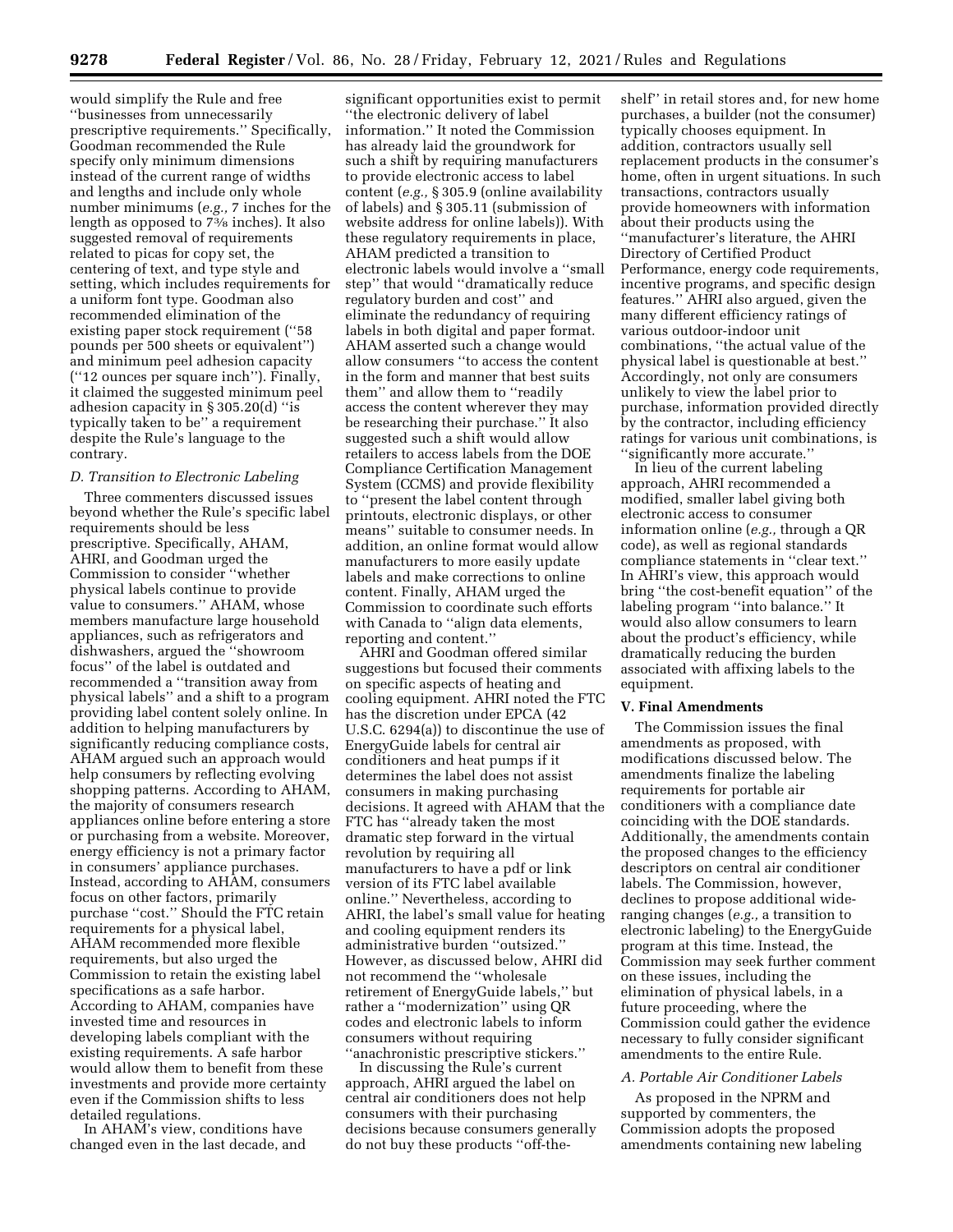would simplify the Rule and free ''businesses from unnecessarily prescriptive requirements.'' Specifically, Goodman recommended the Rule specify only minimum dimensions instead of the current range of widths and lengths and include only whole number minimums (*e.g.,* 7 inches for the length as opposed to 7⅜ inches). It also suggested removal of requirements related to picas for copy set, the centering of text, and type style and setting, which includes requirements for a uniform font type. Goodman also recommended elimination of the existing paper stock requirement (''58 pounds per 500 sheets or equivalent'') and minimum peel adhesion capacity (''12 ounces per square inch''). Finally, it claimed the suggested minimum peel adhesion capacity in § 305.20(d) ''is typically taken to be'' a requirement despite the Rule's language to the contrary.

### *D. Transition to Electronic Labeling*

Three commenters discussed issues beyond whether the Rule's specific label requirements should be less prescriptive. Specifically, AHAM, AHRI, and Goodman urged the Commission to consider ''whether physical labels continue to provide value to consumers.'' AHAM, whose members manufacture large household appliances, such as refrigerators and dishwashers, argued the ''showroom focus'' of the label is outdated and recommended a ''transition away from physical labels'' and a shift to a program providing label content solely online. In addition to helping manufacturers by significantly reducing compliance costs, AHAM argued such an approach would help consumers by reflecting evolving shopping patterns. According to AHAM, the majority of consumers research appliances online before entering a store or purchasing from a website. Moreover, energy efficiency is not a primary factor in consumers' appliance purchases. Instead, according to AHAM, consumers focus on other factors, primarily purchase ''cost.'' Should the FTC retain requirements for a physical label, AHAM recommended more flexible requirements, but also urged the Commission to retain the existing label specifications as a safe harbor. According to AHAM, companies have invested time and resources in developing labels compliant with the existing requirements. A safe harbor would allow them to benefit from these investments and provide more certainty even if the Commission shifts to less detailed regulations.

In AHAM's view, conditions have changed even in the last decade, and significant opportunities exist to permit ''the electronic delivery of label information.'' It noted the Commission has already laid the groundwork for such a shift by requiring manufacturers to provide electronic access to label content (*e.g.,* § 305.9 (online availability of labels) and § 305.11 (submission of website address for online labels)). With these regulatory requirements in place, AHAM predicted a transition to electronic labels would involve a ''small step'' that would ''dramatically reduce regulatory burden and cost'' and eliminate the redundancy of requiring labels in both digital and paper format. AHAM asserted such a change would allow consumers ''to access the content in the form and manner that best suits them'' and allow them to ''readily access the content wherever they may be researching their purchase.'' It also suggested such a shift would allow retailers to access labels from the DOE Compliance Certification Management System (CCMS) and provide flexibility to ''present the label content through printouts, electronic displays, or other means'' suitable to consumer needs. In addition, an online format would allow manufacturers to more easily update labels and make corrections to online content. Finally, AHAM urged the Commission to coordinate such efforts with Canada to ''align data elements, reporting and content.''

AHRI and Goodman offered similar suggestions but focused their comments on specific aspects of heating and cooling equipment. AHRI noted the FTC has the discretion under EPCA (42 U.S.C. 6294(a)) to discontinue the use of EnergyGuide labels for central air conditioners and heat pumps if it determines the label does not assist consumers in making purchasing decisions. It agreed with AHAM that the FTC has ''already taken the most dramatic step forward in the virtual revolution by requiring all manufacturers to have a pdf or link version of its FTC label available online.'' Nevertheless, according to AHRI, the label's small value for heating and cooling equipment renders its administrative burden ''outsized.'' However, as discussed below, AHRI did not recommend the ''wholesale retirement of EnergyGuide labels,'' but rather a ''modernization'' using QR codes and electronic labels to inform consumers without requiring ''anachronistic prescriptive stickers.''

In discussing the Rule's current approach, AHRI argued the label on central air conditioners does not help consumers with their purchasing decisions because consumers generally do not buy these products ''off-the-shelf'' in retail stores and, for new home purchases, a builder (not the consumer) typically chooses equipment. In addition, contractors usually sell replacement products in the consumer's home, often in urgent situations. In such transactions, contractors usually provide homeowners with information about their products using the ''manufacturer's literature, the AHRI Directory of Certified Product Performance, energy code requirements, incentive programs, and specific design features.'' AHRI also argued, given the many different efficiency ratings of various outdoor-indoor unit combinations, ''the actual value of the physical label is questionable at best.'' Accordingly, not only are consumers unlikely to view the label prior to purchase, information provided directly by the contractor, including efficiency ratings for various unit combinations, is ''significantly more accurate.''

In lieu of the current labeling approach, AHRI recommended a modified, smaller label giving both electronic access to consumer information online (*e.g.,* through a QR code), as well as regional standards compliance statements in ''clear text.'' In AHRI's view, this approach would bring ''the cost-benefit equation'' of the labeling program ''into balance.'' It would also allow consumers to learn about the product's efficiency, while dramatically reducing the burden associated with affixing labels to the equipment.

## V. Final Amendments

The Commission issues the final amendments as proposed, with modifications discussed below. The amendments finalize the labeling requirements for portable air conditioners with a compliance date coinciding with the DOE standards. Additionally, the amendments contain the proposed changes to the efficiency descriptors on central air conditioner labels. The Commission, however, declines to propose additional wide-ranging changes (*e.g.,* a transition to electronic labeling) to the EnergyGuide program at this time. Instead, the Commission may seek further comment on these issues, including the elimination of physical labels, in a future proceeding, where the Commission could gather the evidence necessary to fully consider significant amendments to the entire Rule.

### *A. Portable Air Conditioner Labels*

As proposed in the NPRM and supported by commenters, the Commission adopts the proposed amendments containing new labeling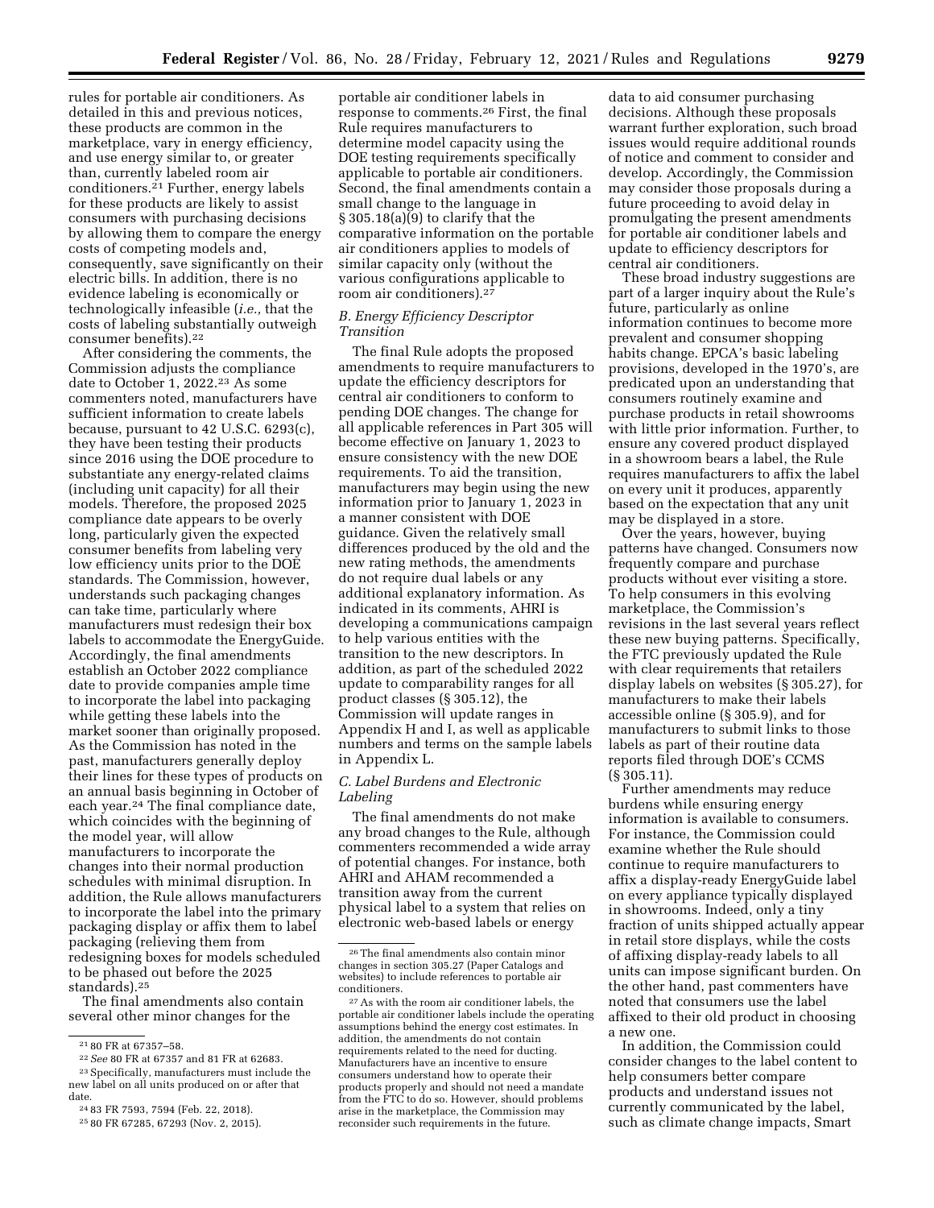rules for portable air conditioners. As detailed in this and previous notices, these products are common in the marketplace, vary in energy efficiency, and use energy similar to, or greater than, currently labeled room air conditioners.[21] Further, energy labels for these products are likely to assist consumers with purchasing decisions by allowing them to compare the energy costs of competing models and, consequently, save significantly on their electric bills. In addition, there is no evidence labeling is economically or technologically infeasible (*i.e.,* that the costs of labeling substantially outweigh consumer benefits).[22]

After considering the comments, the Commission adjusts the compliance date to October 1, 2022.[23] As some commenters noted, manufacturers have sufficient information to create labels because, pursuant to 42 U.S.C. 6293(c), they have been testing their products since 2016 using the DOE procedure to substantiate any energy-related claims (including unit capacity) for all their models. Therefore, the proposed 2025 compliance date appears to be overly long, particularly given the expected consumer benefits from labeling very low efficiency units prior to the DOE standards. The Commission, however, understands such packaging changes can take time, particularly where manufacturers must redesign their box labels to accommodate the EnergyGuide. Accordingly, the final amendments establish an October 2022 compliance date to provide companies ample time to incorporate the label into packaging while getting these labels into the market sooner than originally proposed. As the Commission has noted in the past, manufacturers generally deploy their lines for these types of products on an annual basis beginning in October of each year.[24] The final compliance date, which coincides with the beginning of the model year, will allow manufacturers to incorporate the changes into their normal production schedules with minimal disruption. In addition, the Rule allows manufacturers to incorporate the label into the primary packaging display or affix them to label packaging (relieving them from redesigning boxes for models scheduled to be phased out before the 2025 standards).[25]

The final amendments also contain several other minor changes for the portable air conditioner labels in response to comments.[26] First, the final Rule requires manufacturers to determine model capacity using the DOE testing requirements specifically applicable to portable air conditioners. Second, the final amendments contain a small change to the language in § 305.18(a)(9) to clarify that the comparative information on the portable air conditioners applies to models of similar capacity only (without the various configurations applicable to room air conditioners).[27]

### *B. Energy Efficiency Descriptor Transition*

The final Rule adopts the proposed amendments to require manufacturers to update the efficiency descriptors for central air conditioners to conform to pending DOE changes. The change for all applicable references in Part 305 will become effective on January 1, 2023 to ensure consistency with the new DOE requirements. To aid the transition, manufacturers may begin using the new information prior to January 1, 2023 in a manner consistent with DOE guidance. Given the relatively small differences produced by the old and the new rating methods, the amendments do not require dual labels or any additional explanatory information. As indicated in its comments, AHRI is developing a communications campaign to help various entities with the transition to the new descriptors. In addition, as part of the scheduled 2022 update to comparability ranges for all product classes (§ 305.12), the Commission will update ranges in Appendix H and I, as well as applicable numbers and terms on the sample labels in Appendix L.

### *C. Label Burdens and Electronic Labeling*

The final amendments do not make any broad changes to the Rule, although commenters recommended a wide array of potential changes. For instance, both AHRI and AHAM recommended a transition away from the current physical label to a system that relies on electronic web-based labels or energy data to aid consumer purchasing decisions. Although these proposals warrant further exploration, such broad issues would require additional rounds of notice and comment to consider and develop. Accordingly, the Commission may consider those proposals during a future proceeding to avoid delay in promulgating the present amendments for portable air conditioner labels and update to efficiency descriptors for central air conditioners.

These broad industry suggestions are part of a larger inquiry about the Rule's future, particularly as online information continues to become more prevalent and consumer shopping habits change. EPCA's basic labeling provisions, developed in the 1970's, are predicated upon an understanding that consumers routinely examine and purchase products in retail showrooms with little prior information. Further, to ensure any covered product displayed in a showroom bears a label, the Rule requires manufacturers to affix the label on every unit it produces, apparently based on the expectation that any unit may be displayed in a store.

Over the years, however, buying patterns have changed. Consumers now frequently compare and purchase products without ever visiting a store. To help consumers in this evolving marketplace, the Commission's revisions in the last several years reflect these new buying patterns. Specifically, the FTC previously updated the Rule with clear requirements that retailers display labels on websites (§ 305.27), for manufacturers to make their labels accessible online (§ 305.9), and for manufacturers to submit links to those labels as part of their routine data reports filed through DOE's CCMS (§ 305.11).

Further amendments may reduce burdens while ensuring energy information is available to consumers. For instance, the Commission could examine whether the Rule should continue to require manufacturers to affix a display-ready EnergyGuide label on every appliance typically displayed in showrooms. Indeed, only a tiny fraction of units shipped actually appear in retail store displays, while the costs of affixing display-ready labels to all units can impose significant burden. On the other hand, past commenters have noted that consumers use the label affixed to their old product in choosing a new one.

In addition, the Commission could consider changes to the label content to help consumers better compare products and understand issues not currently communicated by the label, such as climate change impacts, Smart

---

[21] 80 FR at 67357–58.

[22] *See* 80 FR at 67357 and 81 FR at 62683.

[23] Specifically, manufacturers must include the new label on all units produced on or after that date.

[24] 83 FR 7593, 7594 (Feb. 22, 2018).

[25] 80 FR 67285, 67293 (Nov. 2, 2015).

[26] The final amendments also contain minor changes in section 305.27 (Paper Catalogs and websites) to include references to portable air conditioners.

[27] As with the room air conditioner labels, the portable air conditioner labels include the operating assumptions behind the energy cost estimates. In addition, the amendments do not contain requirements related to the need for ducting. Manufacturers have an incentive to ensure consumers understand how to operate their products properly and should not need a mandate from the FTC to do so. However, should problems arise in the marketplace, the Commission may reconsider such requirements in the future.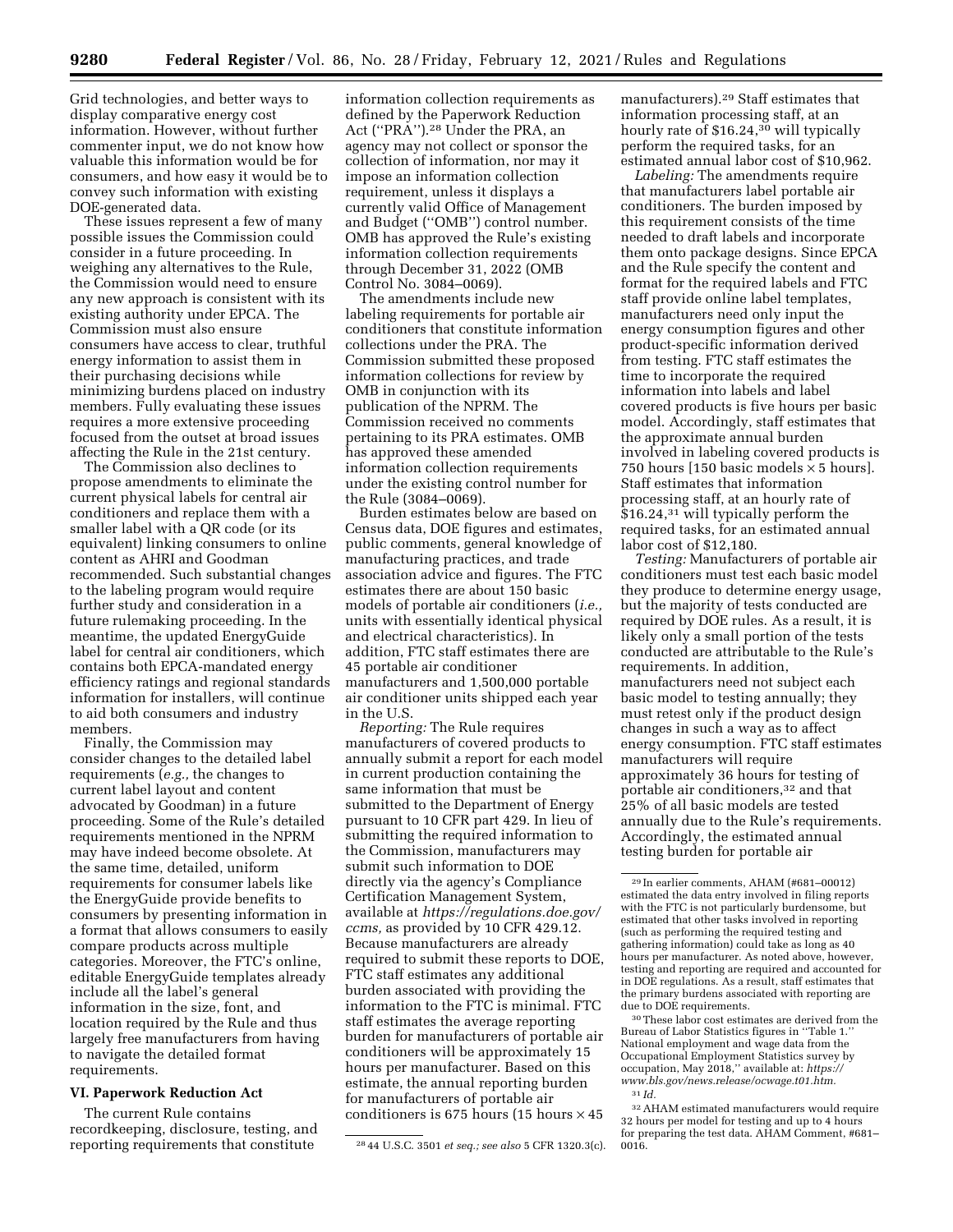Grid technologies, and better ways to display comparative energy cost information. However, without further commenter input, we do not know how valuable this information would be for consumers, and how easy it would be to convey such information with existing DOE-generated data.

These issues represent a few of many possible issues the Commission could consider in a future proceeding. In weighing any alternatives to the Rule, the Commission would need to ensure any new approach is consistent with its existing authority under EPCA. The Commission must also ensure consumers have access to clear, truthful energy information to assist them in their purchasing decisions while minimizing burdens placed on industry members. Fully evaluating these issues requires a more extensive proceeding focused from the outset at broad issues affecting the Rule in the 21st century.

The Commission also declines to propose amendments to eliminate the current physical labels for central air conditioners and replace them with a smaller label with a QR code (or its equivalent) linking consumers to online content as AHRI and Goodman recommended. Such substantial changes to the labeling program would require further study and consideration in a future rulemaking proceeding. In the meantime, the updated EnergyGuide label for central air conditioners, which contains both EPCA-mandated energy efficiency ratings and regional standards information for installers, will continue to aid both consumers and industry members.

Finally, the Commission may consider changes to the detailed label requirements (*e.g.,* the changes to current label layout and content advocated by Goodman) in a future proceeding. Some of the Rule's detailed requirements mentioned in the NPRM may have indeed become obsolete. At the same time, detailed, uniform requirements for consumer labels like the EnergyGuide provide benefits to consumers by presenting information in a format that allows consumers to easily compare products across multiple categories. Moreover, the FTC's online, editable EnergyGuide templates already include all the label's general information in the size, font, and location required by the Rule and thus largely free manufacturers from having to navigate the detailed format requirements.

## VI. Paperwork Reduction Act

The current Rule contains recordkeeping, disclosure, testing, and reporting requirements that constitute information collection requirements as defined by the Paperwork Reduction Act ("PRA").[28] Under the PRA, an agency may not collect or sponsor the collection of information, nor may it impose an information collection requirement, unless it displays a currently valid Office of Management and Budget ("OMB") control number. OMB has approved the Rule's existing information collection requirements through December 31, 2022 (OMB Control No. 3084–0069).

The amendments include new labeling requirements for portable air conditioners that constitute information collections under the PRA. The Commission submitted these proposed information collections for review by OMB in conjunction with its publication of the NPRM. The Commission received no comments pertaining to its PRA estimates. OMB has approved these amended information collection requirements under the existing control number for the Rule (3084–0069).

Burden estimates below are based on Census data, DOE figures and estimates, public comments, general knowledge of manufacturing practices, and trade association advice and figures. The FTC estimates there are about 150 basic models of portable air conditioners (*i.e.,* units with essentially identical physical and electrical characteristics). In addition, FTC staff estimates there are 45 portable air conditioner manufacturers and 1,500,000 portable air conditioner units shipped each year in the U.S.

*Reporting:* The Rule requires manufacturers of covered products to annually submit a report for each model in current production containing the same information that must be submitted to the Department of Energy pursuant to 10 CFR part 429. In lieu of submitting the required information to the Commission, manufacturers may submit such information to DOE directly via the agency's Compliance Certification Management System, available at *https://regulations.doe.gov/ccms,* as provided by 10 CFR 429.12. Because manufacturers are already required to submit these reports to DOE, FTC staff estimates any additional burden associated with providing the information to the FTC is minimal. FTC staff estimates the average reporting burden for manufacturers of portable air conditioners will be approximately 15 hours per manufacturer. Based on this estimate, the annual reporting burden for manufacturers of portable air conditioners is 675 hours (15 hours × 45 manufacturers).[29] Staff estimates that information processing staff, at an hourly rate of $16.24,[30] will typically perform the required tasks, for an estimated annual labor cost of $10,962.

*Labeling:* The amendments require that manufacturers label portable air conditioners. The burden imposed by this requirement consists of the time needed to draft labels and incorporate them onto package designs. Since EPCA and the Rule specify the content and format for the required labels and FTC staff provide online label templates, manufacturers need only input the energy consumption figures and other product-specific information derived from testing. FTC staff estimates the time to incorporate the required information into labels and label covered products is five hours per basic model. Accordingly, staff estimates that the approximate annual burden involved in labeling covered products is 750 hours [150 basic models × 5 hours]. Staff estimates that information processing staff, at an hourly rate of $16.24,[31] will typically perform the required tasks, for an estimated annual labor cost of $12,180.

*Testing:* Manufacturers of portable air conditioners must test each basic model they produce to determine energy usage, but the majority of tests conducted are required by DOE rules. As a result, it is likely only a small portion of the tests conducted are attributable to the Rule's requirements. In addition, manufacturers need not subject each basic model to testing annually; they must retest only if the product design changes in such a way as to affect energy consumption. FTC staff estimates manufacturers will require approximately 36 hours for testing of portable air conditioners,[32] and that 25% of all basic models are tested annually due to the Rule's requirements. Accordingly, the estimated annual testing burden for portable air

---

[28] 44 U.S.C. 3501 *et seq.; see also* 5 CFR 1320.3(c).

[29] In earlier comments, AHAM (#681–00012) estimated the data entry involved in filing reports with the FTC is not particularly burdensome, but estimated that other tasks involved in reporting (such as performing the required testing and gathering information) could take as long as 40 hours per manufacturer. As noted above, however, testing and reporting are required and accounted for in DOE regulations. As a result, staff estimates that the primary burdens associated with reporting are due to DOE requirements.

[30] These labor cost estimates are derived from the Bureau of Labor Statistics figures in "Table 1." National employment and wage data from the Occupational Employment Statistics survey by occupation, May 2018," available at: *https://www.bls.gov/news.release/ocwage.t01.htm.*

[31] *Id.*

[32] AHAM estimated manufacturers would require 32 hours per model for testing and up to 4 hours for preparing the test data. AHAM Comment, #681–0016.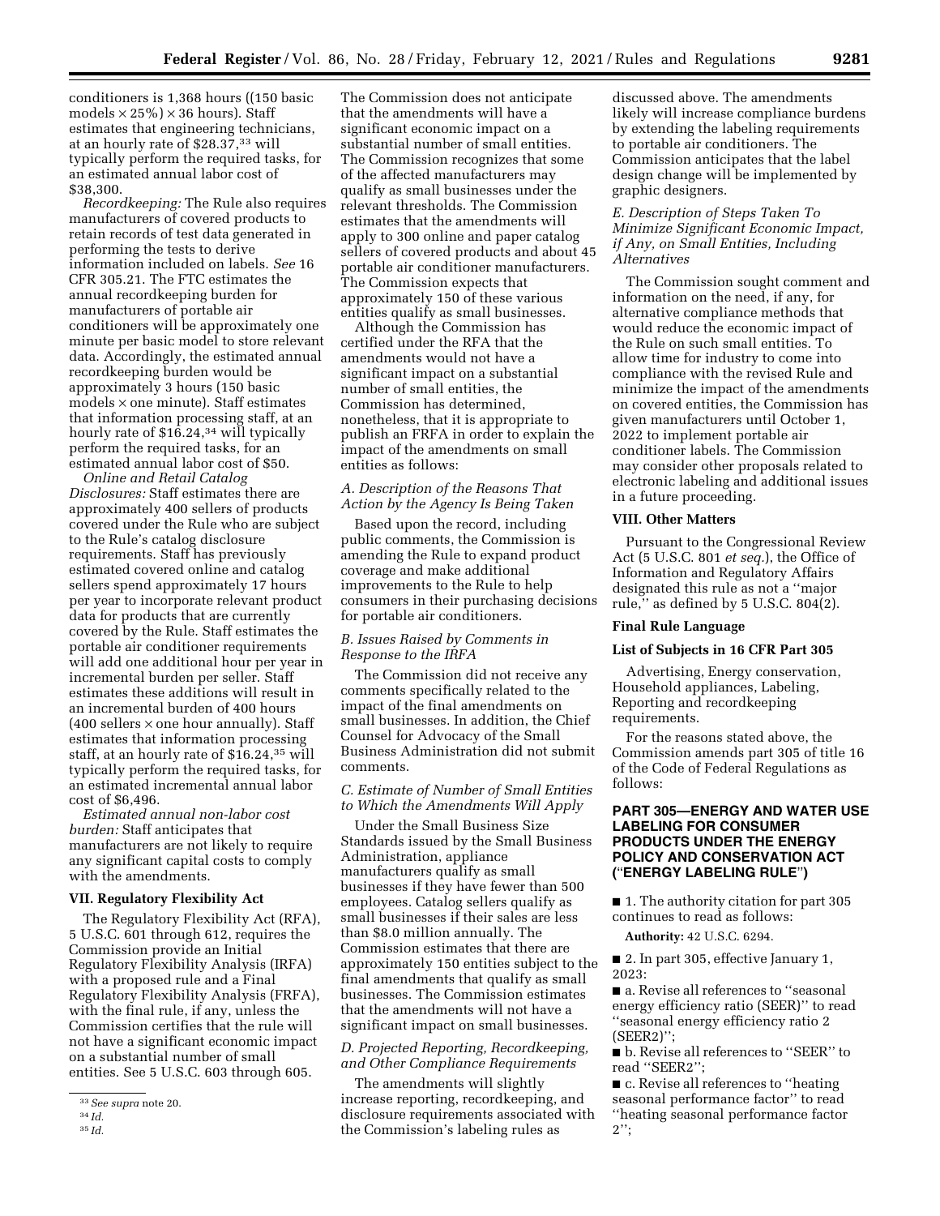conditioners is 1,368 hours ((150 basic models × 25%) × 36 hours). Staff estimates that engineering technicians, at an hourly rate of $28.37,[33] will typically perform the required tasks, for an estimated annual labor cost of $38,300.

*Recordkeeping:* The Rule also requires manufacturers of covered products to retain records of test data generated in performing the tests to derive information included on labels. *See* 16 CFR 305.21. The FTC estimates the annual recordkeeping burden for manufacturers of portable air conditioners will be approximately one minute per basic model to store relevant data. Accordingly, the estimated annual recordkeeping burden would be approximately 3 hours (150 basic models × one minute). Staff estimates that information processing staff, at an hourly rate of $16.24,[34] will typically perform the required tasks, for an estimated annual labor cost of $50.

*Online and Retail Catalog Disclosures:* Staff estimates there are approximately 400 sellers of products covered under the Rule who are subject to the Rule's catalog disclosure requirements. Staff has previously estimated covered online and catalog sellers spend approximately 17 hours per year to incorporate relevant product data for products that are currently covered by the Rule. Staff estimates the portable air conditioner requirements will add one additional hour per year in incremental burden per seller. Staff estimates these additions will result in an incremental burden of 400 hours (400 sellers × one hour annually). Staff estimates that information processing staff, at an hourly rate of $16.24,[35] will typically perform the required tasks, for an estimated incremental annual labor cost of $6,496.

*Estimated annual non-labor cost burden:* Staff anticipates that manufacturers are not likely to require any significant capital costs to comply with the amendments.

### VII. Regulatory Flexibility Act

The Regulatory Flexibility Act (RFA), 5 U.S.C. 601 through 612, requires the Commission provide an Initial Regulatory Flexibility Analysis (IRFA) with a proposed rule and a Final Regulatory Flexibility Analysis (FRFA), with the final rule, if any, unless the Commission certifies that the rule will not have a significant economic impact on a substantial number of small entities. See 5 U.S.C. 603 through 605.

The Commission does not anticipate that the amendments will have a significant economic impact on a substantial number of small entities. The Commission recognizes that some of the affected manufacturers may qualify as small businesses under the relevant thresholds. The Commission estimates that the amendments will apply to 300 online and paper catalog sellers of covered products and about 45 portable air conditioner manufacturers. The Commission expects that approximately 150 of these various entities qualify as small businesses.

Although the Commission has certified under the RFA that the amendments would not have a significant impact on a substantial number of small entities, the Commission has determined, nonetheless, that it is appropriate to publish an FRFA in order to explain the impact of the amendments on small entities as follows:

#### *A. Description of the Reasons That Action by the Agency Is Being Taken*

Based upon the record, including public comments, the Commission is amending the Rule to expand product coverage and make additional improvements to the Rule to help consumers in their purchasing decisions for portable air conditioners.

#### *B. Issues Raised by Comments in Response to the IRFA*

The Commission did not receive any comments specifically related to the impact of the final amendments on small businesses. In addition, the Chief Counsel for Advocacy of the Small Business Administration did not submit comments.

#### *C. Estimate of Number of Small Entities to Which the Amendments Will Apply*

Under the Small Business Size Standards issued by the Small Business Administration, appliance manufacturers qualify as small businesses if they have fewer than 500 employees. Catalog sellers qualify as small businesses if their sales are less than $8.0 million annually. The Commission estimates that there are approximately 150 entities subject to the final amendments that qualify as small businesses. The Commission estimates that the amendments will not have a significant impact on small businesses.

#### *D. Projected Reporting, Recordkeeping, and Other Compliance Requirements*

The amendments will slightly increase reporting, recordkeeping, and disclosure requirements associated with the Commission's labeling rules as discussed above. The amendments likely will increase compliance burdens by extending the labeling requirements to portable air conditioners. The Commission anticipates that the label design change will be implemented by graphic designers.

#### *E. Description of Steps Taken To Minimize Significant Economic Impact, if Any, on Small Entities, Including Alternatives*

The Commission sought comment and information on the need, if any, for alternative compliance methods that would reduce the economic impact of the Rule on such small entities. To allow time for industry to come into compliance with the revised Rule and minimize the impact of the amendments on covered entities, the Commission has given manufacturers until October 1, 2022 to implement portable air conditioner labels. The Commission may consider other proposals related to electronic labeling and additional issues in a future proceeding.

### VIII. Other Matters

Pursuant to the Congressional Review Act (5 U.S.C. 801 *et seq.*), the Office of Information and Regulatory Affairs designated this rule as not a "major rule," as defined by 5 U.S.C. 804(2).

### Final Rule Language

### List of Subjects in 16 CFR Part 305

Advertising, Energy conservation, Household appliances, Labeling, Reporting and recordkeeping requirements.

For the reasons stated above, the Commission amends part 305 of title 16 of the Code of Federal Regulations as follows:

## PART 305—ENERGY AND WATER USE LABELING FOR CONSUMER PRODUCTS UNDER THE ENERGY POLICY AND CONSERVATION ACT ("ENERGY LABELING RULE")

■ 1. The authority citation for part 305 continues to read as follows:

**Authority:** 42 U.S.C. 6294.

■ 2. In part 305, effective January 1, 2023:

■ a. Revise all references to "seasonal energy efficiency ratio (SEER)" to read "seasonal energy efficiency ratio 2 (SEER2)";

■ b. Revise all references to "SEER" to read "SEER2";

■ c. Revise all references to "heating seasonal performance factor" to read "heating seasonal performance factor 2";

---

[33] *See supra* note 20.

[34] *Id.*

[35] *Id.*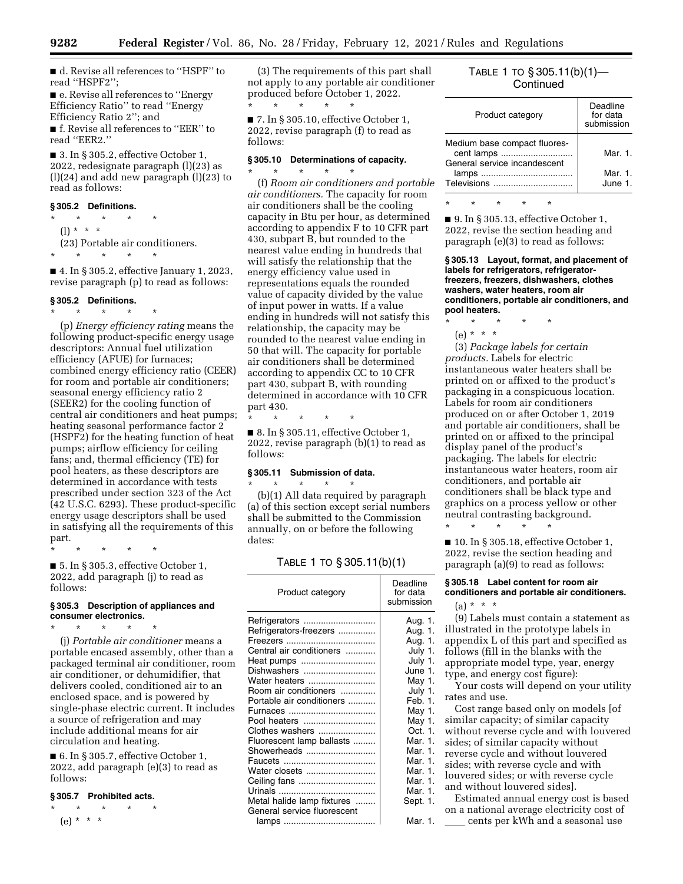■ d. Revise all references to ''HSPF'' to read ''HSPF2'';

■ e. Revise all references to ''Energy Efficiency Ratio'' to read ''Energy Efficiency Ratio 2''; and

■ f. Revise all references to ''EER'' to read ''EER2.''

■ 3. In § 305.2, effective October 1, 2022, redesignate paragraph (l)(23) as (l)(24) and add new paragraph (l)(23) to read as follows:

### § 305.2 Definitions.

\* \* \* \* \*

(l) \* \* \*

(23) Portable air conditioners.

\* \* \* \* \*

■ 4. In § 305.2, effective January 1, 2023, revise paragraph (p) to read as follows:

### § 305.2 Definitions.

\* \* \* \* \*

(p) *Energy efficiency rating* means the following product-specific energy usage descriptors: Annual fuel utilization efficiency (AFUE) for furnaces; combined energy efficiency ratio (CEER) for room and portable air conditioners; seasonal energy efficiency ratio 2 (SEER2) for the cooling function of central air conditioners and heat pumps; heating seasonal performance factor 2 (HSPF2) for the heating function of heat pumps; airflow efficiency for ceiling fans; and, thermal efficiency (TE) for pool heaters, as these descriptors are determined in accordance with tests prescribed under section 323 of the Act (42 U.S.C. 6293). These product-specific energy usage descriptors shall be used in satisfying all the requirements of this part.

\* \* \* \* \*

■ 5. In § 305.3, effective October 1, 2022, add paragraph (j) to read as follows:

### § 305.3 Description of appliances and consumer electronics.

\* \* \* \* \*

(j) *Portable air conditioner* means a portable encased assembly, other than a packaged terminal air conditioner, room air conditioner, or dehumidifier, that delivers cooled, conditioned air to an enclosed space, and is powered by single-phase electric current. It includes a source of refrigeration and may include additional means for air circulation and heating.

■ 6. In § 305.7, effective October 1, 2022, add paragraph (e)(3) to read as follows:

### § 305.7 Prohibited acts.

\* \* \* \* \*

(e) \* \* \*

(3) The requirements of this part shall not apply to any portable air conditioner produced before October 1, 2022.

\* \* \* \* \*

■ 7. In § 305.10, effective October 1, 2022, revise paragraph (f) to read as follows:

### § 305.10 Determinations of capacity.

\* \* \* \* \*

(f) *Room air conditioners and portable air conditioners.* The capacity for room air conditioners shall be the cooling capacity in Btu per hour, as determined according to appendix F to 10 CFR part 430, subpart B, but rounded to the nearest value ending in hundreds that will satisfy the relationship that the energy efficiency value used in representations equals the rounded value of capacity divided by the value of input power in watts. If a value ending in hundreds will not satisfy this relationship, the capacity may be rounded to the nearest value ending in 50 that will. The capacity for portable air conditioners shall be determined according to appendix CC to 10 CFR part 430, subpart B, with rounding determined in accordance with 10 CFR part 430.

\* \* \* \* \*

■ 8. In § 305.11, effective October 1, 2022, revise paragraph (b)(1) to read as follows:

### § 305.11 Submission of data.

\* \* \* \* \*

(b)(1) All data required by paragraph (a) of this section except serial numbers shall be submitted to the Commission annually, on or before the following dates:

TABLE 1 TO § 305.11(b)(1)

| Product category | Deadline for data submission |
|---|---|
| Refrigerators | Aug. 1. |
| Refrigerators-freezers | Aug. 1. |
| Freezers | Aug. 1. |
| Central air conditioners | July 1. |
| Heat pumps | July 1. |
| Dishwashers | June 1. |
| Water heaters | May 1. |
| Room air conditioners | July 1. |
| Portable air conditioners | Feb. 1. |
| Furnaces | May 1. |
| Pool heaters | May 1. |
| Clothes washers | Oct. 1. |
| Fluorescent lamp ballasts | Mar. 1. |
| Showerheads | Mar. 1. |
| Faucets | Mar. 1. |
| Water closets | Mar. 1. |
| Ceiling fans | Mar. 1. |
| Urinals | Mar. 1. |
| Metal halide lamp fixtures | Sept. 1. |
| General service fluorescent lamps | Mar. 1. |
| Medium base compact fluorescent lamps | Mar. 1. |
| General service incandescent lamps | Mar. 1. |
| Televisions | June 1. |

\* \* \* \* \*

■ 9. In § 305.13, effective October 1, 2022, revise the section heading and paragraph (e)(3) to read as follows:

### § 305.13 Layout, format, and placement of labels for refrigerators, refrigerator-freezers, freezers, dishwashers, clothes washers, water heaters, room air conditioners, portable air conditioners, and pool heaters.

\* \* \* \* \*

(e) \* \* \*

(3) *Package labels for certain products.* Labels for electric instantaneous water heaters shall be printed on or affixed to the product's packaging in a conspicuous location. Labels for room air conditioners produced on or after October 1, 2019 and portable air conditioners, shall be printed on or affixed to the principal display panel of the product's packaging. The labels for electric instantaneous water heaters, room air conditioners, and portable air conditioners shall be black type and graphics on a process yellow or other neutral contrasting background.

\* \* \* \* \*

■ 10. In § 305.18, effective October 1, 2022, revise the section heading and paragraph (a)(9) to read as follows:

### § 305.18 Label content for room air conditioners and portable air conditioners.

(a) \* \* \*

(9) Labels must contain a statement as illustrated in the prototype labels in appendix L of this part and specified as follows (fill in the blanks with the appropriate model type, year, energy type, and energy cost figure):

Your costs will depend on your utility rates and use.

Cost range based only on models [of similar capacity; of similar capacity without reverse cycle and with louvered sides; of similar capacity without reverse cycle and without louvered sides; with reverse cycle and with louvered sides; or with reverse cycle and without louvered sides].

Estimated annual energy cost is based on a national average electricity cost of \_\_\_\_ cents per kWh and a seasonal use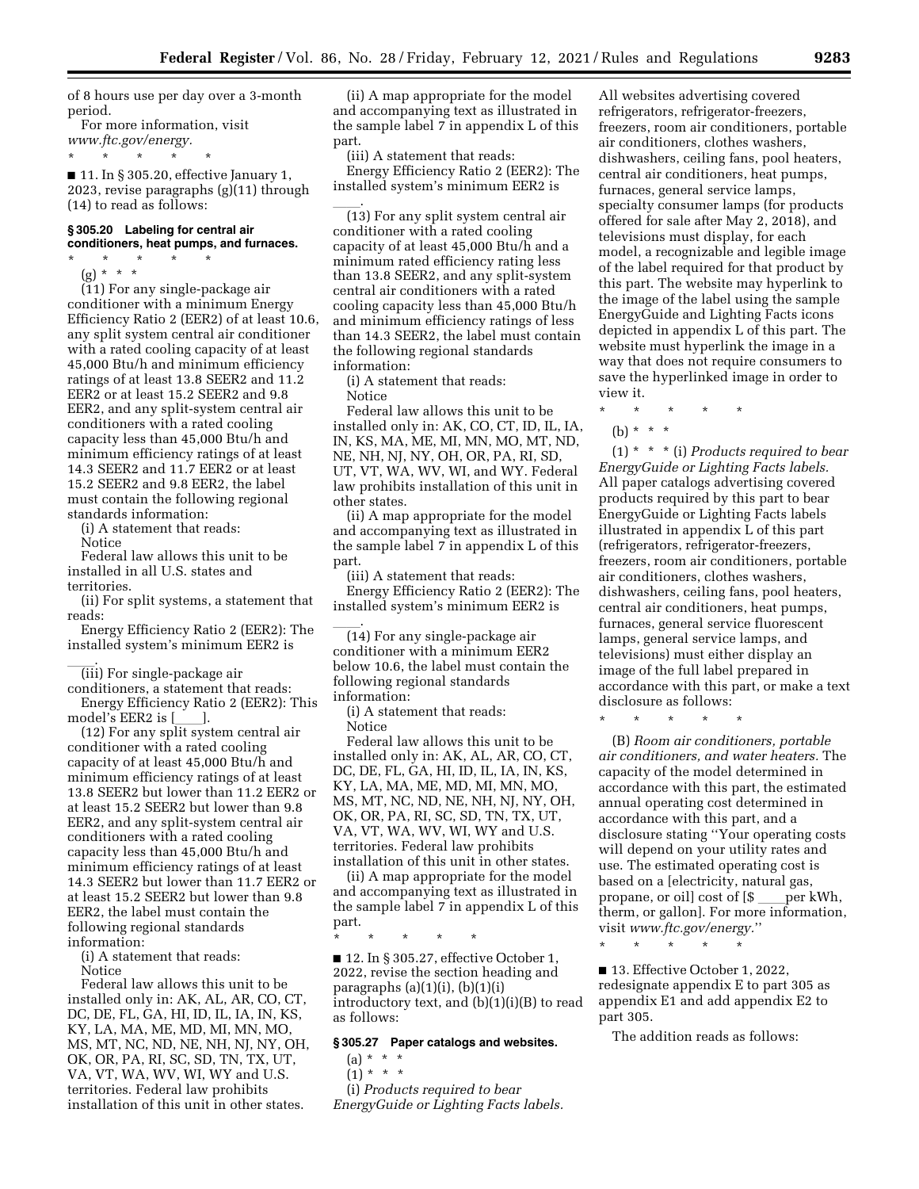of 8 hours use per day over a 3-month period.

For more information, visit *www.ftc.gov/energy.*

\* \* \* \* \*

■ 11. In § 305.20, effective January 1, 2023, revise paragraphs (g)(11) through (14) to read as follows:

### § 305.20 Labeling for central air conditioners, heat pumps, and furnaces.

\* \* \* \* \*

(g) \* \* \*

(11) For any single-package air conditioner with a minimum Energy Efficiency Ratio 2 (EER2) of at least 10.6, any split system central air conditioner with a rated cooling capacity of at least 45,000 Btu/h and minimum efficiency ratings of at least 13.8 SEER2 and 11.2 EER2 or at least 15.2 SEER2 and 9.8 EER2, and any split-system central air conditioners with a rated cooling capacity less than 45,000 Btu/h and minimum efficiency ratings of at least 14.3 SEER2 and 11.7 EER2 or at least 15.2 SEER2 and 9.8 EER, the label must contain the following regional standards information:

(i) A statement that reads:

Notice

Federal law allows this unit to be installed in all U.S. states and territories.

(ii) For split systems, a statement that reads:

Energy Efficiency Ratio 2 (EER2): The installed system's minimum EER2 is \_\_\_\_.

(iii) For single-package air conditioners, a statement that reads:

Energy Efficiency Ratio 2 (EER2): This model's EER2 is [\_\_\_\_].

(12) For any split system central air conditioner with a rated cooling capacity of at least 45,000 Btu/h and minimum efficiency ratings of at least 13.8 SEER2 but lower than 11.2 EER2 or at least 15.2 SEER2 but lower than 9.8 EER2, and any split-system central air conditioners with a rated cooling capacity less than 45,000 Btu/h and minimum efficiency ratings of at least 14.3 SEER2 but lower than 11.7 EER2 or at least 15.2 SEER2 but lower than 9.8 EER2, the label must contain the following regional standards information:

(i) A statement that reads:

Notice

Federal law allows this unit to be installed only in: AK, AL, AR, CO, CT, DC, DE, FL, GA, HI, ID, IL, IA, IN, KS, KY, LA, MA, ME, MD, MI, MN, MO, MS, MT, NC, ND, NE, NH, NJ, NY, OH, OK, OR, PA, RI, SC, SD, TN, TX, UT, VA, VT, WA, WV, WI, WY and U.S. territories. Federal law prohibits installation of this unit in other states.

(ii) A map appropriate for the model and accompanying text as illustrated in the sample label 7 in appendix L of this part.

(iii) A statement that reads:

Energy Efficiency Ratio 2 (EER2): The installed system's minimum EER2 is \_\_\_\_.

(13) For any split system central air conditioner with a rated cooling capacity of at least 45,000 Btu/h and a minimum rated efficiency rating less than 13.8 SEER2, and any split-system central air conditioners with a rated cooling capacity less than 45,000 Btu/h and minimum efficiency ratings of less than 14.3 SEER2, the label must contain the following regional standards information:

(i) A statement that reads:

Notice

Federal law allows this unit to be installed only in: AK, CO, CT, ID, IL, IA, IN, KS, MA, ME, MI, MN, MO, MT, ND, NE, NH, NJ, NY, OH, OR, PA, RI, SD, UT, VT, WA, WV, WI, and WY. Federal law prohibits installation of this unit in other states.

(ii) A map appropriate for the model and accompanying text as illustrated in the sample label 7 in appendix L of this part.

(iii) A statement that reads:

Energy Efficiency Ratio 2 (EER2): The installed system's minimum EER2 is \_\_\_\_.

(14) For any single-package air conditioner with a minimum EER2 below 10.6, the label must contain the following regional standards information:

(i) A statement that reads:

Notice

Federal law allows this unit to be installed only in: AK, AL, AR, CO, CT, DC, DE, FL, GA, HI, ID, IL, IA, IN, KS, KY, LA, MA, ME, MD, MI, MN, MO, MS, MT, NC, ND, NE, NH, NJ, NY, OH, OK, OR, PA, RI, SC, SD, TN, TX, UT, VA, VT, WA, WV, WI, WY and U.S. territories. Federal law prohibits installation of this unit in other states.

(ii) A map appropriate for the model and accompanying text as illustrated in the sample label 7 in appendix L of this part.

\* \* \* \* \*

■ 12. In § 305.27, effective October 1, 2022, revise the section heading and paragraphs (a)(1)(i), (b)(1)(i) introductory text, and (b)(1)(i)(B) to read as follows:

### § 305.27 Paper catalogs and websites.

(a) \* \* \*

(1) \* \* \*

(i) *Products required to bear EnergyGuide or Lighting Facts labels.* All websites advertising covered refrigerators, refrigerator-freezers, freezers, room air conditioners, portable air conditioners, clothes washers, dishwashers, ceiling fans, pool heaters, central air conditioners, heat pumps, furnaces, general service lamps, specialty consumer lamps (for products offered for sale after May 2, 2018), and televisions must display, for each model, a recognizable and legible image of the label required for that product by this part. The website may hyperlink to the image of the label using the sample EnergyGuide and Lighting Facts icons depicted in appendix L of this part. The website must hyperlink the image in a way that does not require consumers to save the hyperlinked image in order to view it.

\* \* \* \* \*

(b) \* \* \*

(1) \* \* \* (i) *Products required to bear EnergyGuide or Lighting Facts labels.* All paper catalogs advertising covered products required by this part to bear EnergyGuide or Lighting Facts labels illustrated in appendix L of this part (refrigerators, refrigerator-freezers, freezers, room air conditioners, portable air conditioners, clothes washers, dishwashers, ceiling fans, pool heaters, central air conditioners, heat pumps, furnaces, general service fluorescent lamps, general service lamps, and televisions) must either display an image of the full label prepared in accordance with this part, or make a text disclosure as follows:

\* \* \* \* \*

(B) *Room air conditioners, portable air conditioners, and water heaters.* The capacity of the model determined in accordance with this part, the estimated annual operating cost determined in accordance with this part, and a disclosure stating ''Your operating costs will depend on your utility rates and use. The estimated operating cost is based on a [electricity, natural gas, propane, or oil] cost of [$ \_\_\_\_per kWh, therm, or gallon]. For more information, visit *www.ftc.gov/energy.*''

\* \* \* \* \*

■ 13. Effective October 1, 2022, redesignate appendix E to part 305 as appendix E1 and add appendix E2 to part 305.

The addition reads as follows: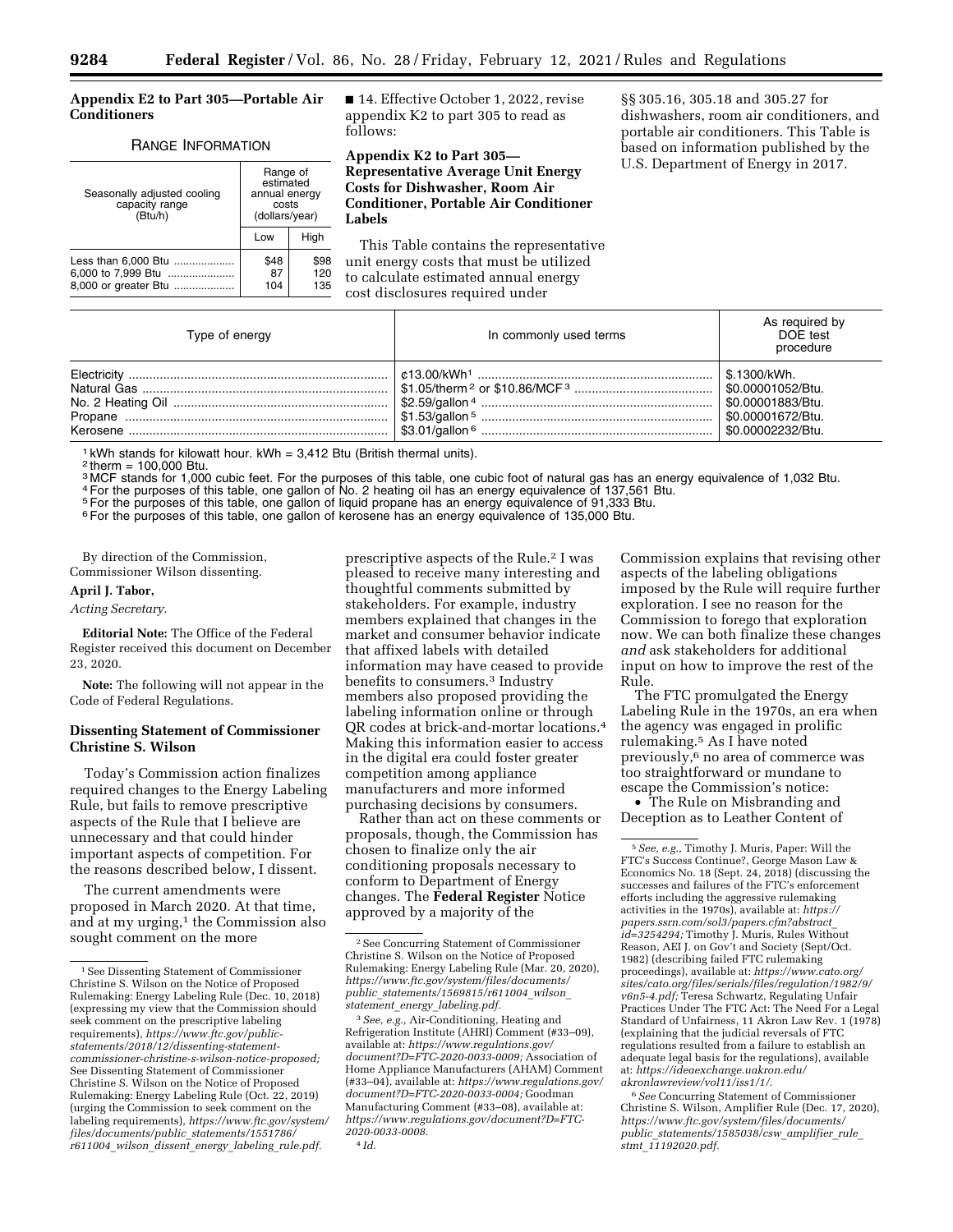## Appendix E2 to Part 305—Portable Air Conditioners

RANGE INFORMATION

| Seasonally adjusted cooling capacity range (Btu/h) | Range of estimated annual energy costs (dollars/year) | |
|---|---|---|
| | Low | High |
| Less than 6,000 Btu | $48 | $98 |
| 6,000 to 7,999 Btu | 87 | 120 |
| 8,000 or greater Btu | 104 | 135 |

■ 14. Effective October 1, 2022, revise appendix K2 to part 305 to read as follows:

## Appendix K2 to Part 305—Representative Average Unit Energy Costs for Dishwasher, Room Air Conditioner, Portable Air Conditioner Labels

This Table contains the representative unit energy costs that must be utilized to calculate estimated annual energy cost disclosures required under §§ 305.16, 305.18 and 305.27 for dishwashers, room air conditioners, and portable air conditioners. This Table is based on information published by the U.S. Department of Energy in 2017.

| Type of energy | In commonly used terms | As required by DOE test procedure |
|---|---|---|
| Electricity | ¢13.00/kWh[1] | $.1300/kWh. |
| Natural Gas | $1.05/therm[2] or $10.86/MCF[3] | $0.00001052/Btu. |
| No. 2 Heating Oil | $2.59/gallon[4] | $0.00001883/Btu. |
| Propane | $1.53/gallon[5] | $0.00001672/Btu. |
| Kerosene | $3.01/gallon[6] | $0.00002232/Btu. |

[1] kWh stands for kilowatt hour. kWh = 3,412 Btu (British thermal units).

[2] therm = 100,000 Btu.

[3] MCF stands for 1,000 cubic feet. For the purposes of this table, one cubic foot of natural gas has an energy equivalence of 1,032 Btu.

[4] For the purposes of this table, one gallon of No. 2 heating oil has an energy equivalence of 137,561 Btu.

[5] For the purposes of this table, one gallon of liquid propane has an energy equivalence of 91,333 Btu.

[6] For the purposes of this table, one gallon of kerosene has an energy equivalence of 135,000 Btu.

By direction of the Commission, Commissioner Wilson dissenting.

**April J. Tabor,**

*Acting Secretary.*

**Editorial Note:** The Office of the Federal Register received this document on December 23, 2020.

**Note:** The following will not appear in the Code of Federal Regulations.

## Dissenting Statement of Commissioner Christine S. Wilson

Today's Commission action finalizes required changes to the Energy Labeling Rule, but fails to remove prescriptive aspects of the Rule that I believe are unnecessary and that could hinder important aspects of competition. For the reasons described below, I dissent.

The current amendments were proposed in March 2020. At that time, and at my urging,[1] the Commission also sought comment on the more prescriptive aspects of the Rule.[2] I was pleased to receive many interesting and thoughtful comments submitted by stakeholders. For example, industry members explained that changes in the market and consumer behavior indicate that affixed labels with detailed information may have ceased to provide benefits to consumers.[3] Industry members also proposed providing the labeling information online or through QR codes at brick-and-mortar locations.[4] Making this information easier to access in the digital era could foster greater competition among appliance manufacturers and more informed purchasing decisions by consumers.

Rather than act on these comments or proposals, though, the Commission has chosen to finalize only the air conditioning proposals necessary to conform to Department of Energy changes. The **Federal Register** Notice approved by a majority of the Commission explains that revising other aspects of the labeling obligations imposed by the Rule will require further exploration. I see no reason for the Commission to forego that exploration now. We can both finalize these changes *and* ask stakeholders for additional input on how to improve the rest of the Rule.

The FTC promulgated the Energy Labeling Rule in the 1970s, an era when the agency was engaged in prolific rulemaking.[5] As I have noted previously,[6] no area of commerce was too straightforward or mundane to escape the Commission's notice:

• The Rule on Misbranding and Deception as to Leather Content of

---

[1] See Dissenting Statement of Commissioner Christine S. Wilson on the Notice of Proposed Rulemaking: Energy Labeling Rule (Dec. 10, 2018) (expressing my view that the Commission should seek comment on the prescriptive labeling requirements), *https://www.ftc.gov/public-statements/2018/12/dissenting-statement-commissioner-christine-s-wilson-notice-proposed;* See Dissenting Statement of Commissioner Christine S. Wilson on the Notice of Proposed Rulemaking: Energy Labeling Rule (Oct. 22, 2019) (urging the Commission to seek comment on the labeling requirements), *https://www.ftc.gov/system/files/documents/public_statements/1551786/r611004_wilson_dissent_energy_labeling_rule.pdf.*

[2] See Concurring Statement of Commissioner Christine S. Wilson on the Notice of Proposed Rulemaking: Energy Labeling Rule (Mar. 20, 2020), *https://www.ftc.gov/system/files/documents/public_statements/1569815/r611004_wilson_statement_energy_labeling.pdf.*

[3] *See, e.g.,* Air-Conditioning, Heating and Refrigeration Institute (AHRI) Comment (#33–09), available at: *https://www.regulations.gov/document?D=FTC-2020-0033-0009;* Association of Home Appliance Manufacturers (AHAM) Comment (#33–04), available at: *https://www.regulations.gov/document?D=FTC-2020-0033-0004;* Goodman Manufacturing Comment (#33–08), available at: *https://www.regulations.gov/document?D=FTC-2020-0033-0008.*

[4] *Id.*

[5] *See, e.g.,* Timothy J. Muris, Paper: Will the FTC's Success Continue?, George Mason Law & Economics No. 18 (Sept. 24, 2018) (discussing the successes and failures of the FTC's enforcement efforts including the aggressive rulemaking activities in the 1970s), available at: *https://papers.ssrn.com/sol3/papers.cfm?abstract_id=3254294;* Timothy J. Muris, Rules Without Reason, AEI J. on Gov't and Society (Sept/Oct. 1982) (describing failed FTC rulemaking proceedings), available at: *https://www.cato.org/sites/cato.org/files/serials/files/regulation/1982/9/v6n5-4.pdf;* Teresa Schwartz, Regulating Unfair Practices Under The FTC Act: The Need For a Legal Standard of Unfairness, 11 Akron Law Rev. 1 (1978) (explaining that the judicial reversals of FTC regulations resulted from a failure to establish an adequate legal basis for the regulations), available at: *https://ideaexchange.uakron.edu/akronlawreview/vol11/iss1/1/.*

[6] *See* Concurring Statement of Commissioner Christine S. Wilson, Amplifier Rule (Dec. 17, 2020), *https://www.ftc.gov/system/files/documents/public_statements/1585038/csw_amplifier_rule_stmt_11192020.pdf.*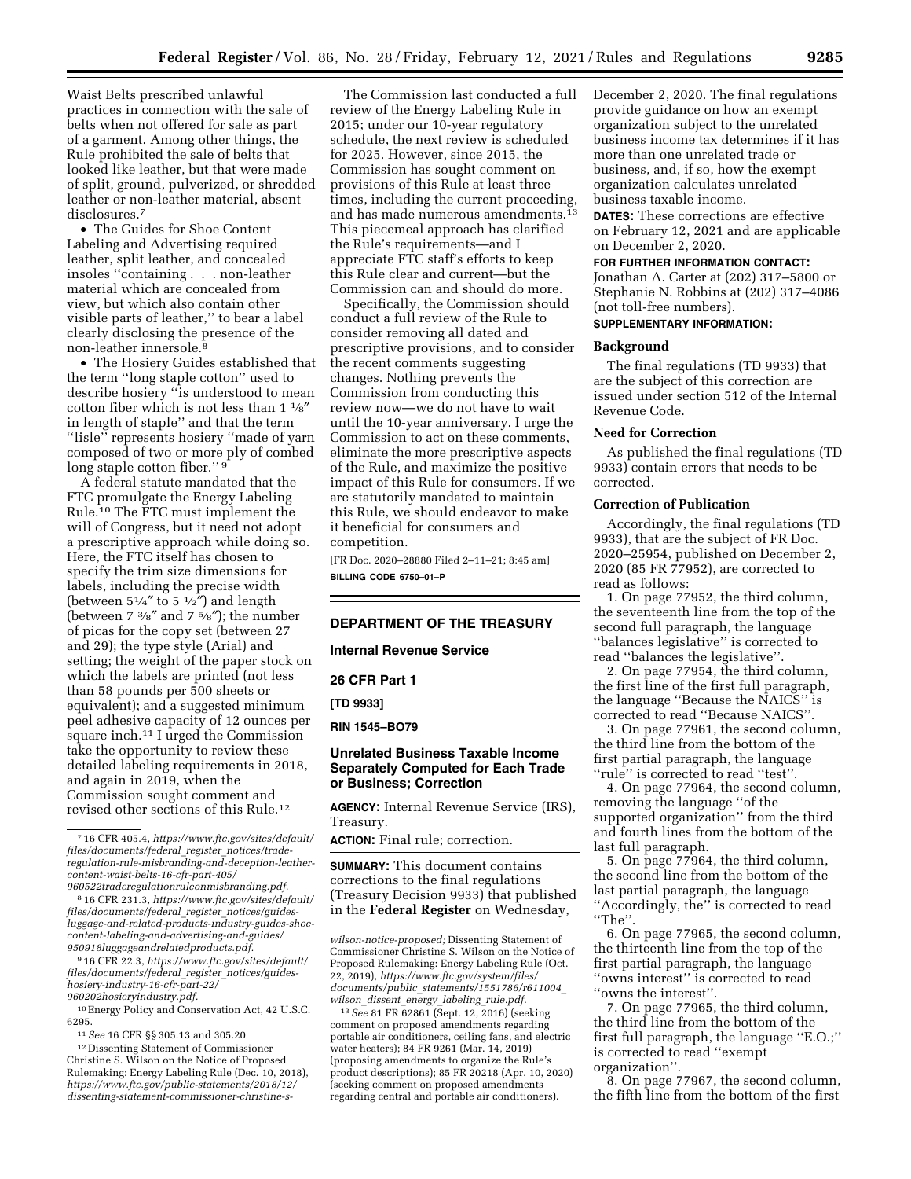Waist Belts prescribed unlawful practices in connection with the sale of belts when not offered for sale as part of a garment. Among other things, the Rule prohibited the sale of belts that looked like leather, but that were made of split, ground, pulverized, or shredded leather or non-leather material, absent disclosures.[7]

- The Guides for Shoe Content Labeling and Advertising required leather, split leather, and concealed insoles "containing . . . non-leather material which are concealed from view, but which also contain other visible parts of leather," to bear a label clearly disclosing the presence of the non-leather innersole.[8]

- The Hosiery Guides established that the term "long staple cotton" used to describe hosiery "is understood to mean cotton fiber which is not less than 1 1⁄8″ in length of staple" and that the term "lisle" represents hosiery "made of yarn composed of two or more ply of combed long staple cotton fiber."[9]

A federal statute mandated that the FTC promulgate the Energy Labeling Rule.[10] The FTC must implement the will of Congress, but it need not adopt a prescriptive approach while doing so. Here, the FTC itself has chosen to specify the trim size dimensions for labels, including the precise width (between 5¼″ to 5 ½″) and length (between 7 3⁄8″ and 7 5⁄8″); the number of picas for the copy set (between 27 and 29); the type style (Arial) and setting; the weight of the paper stock on which the labels are printed (not less than 58 pounds per 500 sheets or equivalent); and a suggested minimum peel adhesive capacity of 12 ounces per square inch.[11] I urged the Commission take the opportunity to review these detailed labeling requirements in 2018, and again in 2019, when the Commission sought comment and revised other sections of this Rule.[12]

The Commission last conducted a full review of the Energy Labeling Rule in 2015; under our 10-year regulatory schedule, the next review is scheduled for 2025. However, since 2015, the Commission has sought comment on provisions of this Rule at least three times, including the current proceeding, and has made numerous amendments.[13] This piecemeal approach has clarified the Rule's requirements—and I appreciate FTC staff's efforts to keep this Rule clear and current—but the Commission can and should do more.

Specifically, the Commission should conduct a full review of the Rule to consider removing all dated and prescriptive provisions, and to consider the recent comments suggesting changes. Nothing prevents the Commission from conducting this review now—we do not have to wait until the 10-year anniversary. I urge the Commission to act on these comments, eliminate the more prescriptive aspects of the Rule, and maximize the positive impact of this Rule for consumers. If we are statutorily mandated to maintain this Rule, we should endeavor to make it beneficial for consumers and competition.

[FR Doc. 2020–28880 Filed 2–11–21; 8:45 am]

**BILLING CODE 6750–01–P**

---

[7] 16 CFR 405.4, *https://www.ftc.gov/sites/default/files/documents/federal_register_notices/trade-regulation-rule-misbranding-and-deception-leather-content-waist-belts-16-cfr-part-405/960522traderegulationruleonmisbranding.pdf.*

[8] 16 CFR 231.3, *https://www.ftc.gov/sites/default/files/documents/federal_register_notices/guides-luggage-and-related-products-industry-guides-shoe-content-labeling-and-advertising-and-guides/950918luggageandrelatedproducts.pdf.*

[9] 16 CFR 22.3, *https://www.ftc.gov/sites/default/files/documents/federal_register_notices/guides-hosiery-industry-16-cfr-part-22/960202hosieryindustry.pdf.*

[10] Energy Policy and Conservation Act, 42 U.S.C. 6295.

[11] *See* 16 CFR §§ 305.13 and 305.20

[12] Dissenting Statement of Commissioner Christine S. Wilson on the Notice of Proposed Rulemaking: Energy Labeling Rule (Dec. 10, 2018), *https://www.ftc.gov/public-statements/2018/12/dissenting-statement-commissioner-christine-s-wilson-notice-proposed;* Dissenting Statement of Commissioner Christine S. Wilson on the Notice of Proposed Rulemaking: Energy Labeling Rule (Oct. 22, 2019), *https://www.ftc.gov/system/files/documents/public_statements/1551786/r611004_wilson_dissent_energy_labeling_rule.pdf.*

[13] *See* 81 FR 62861 (Sept. 12, 2016) (seeking comment on proposed amendments regarding portable air conditioners, ceiling fans, and electric water heaters); 84 FR 9261 (Mar. 14, 2019) (proposing amendments to organize the Rule's product descriptions); 85 FR 20218 (Apr. 10, 2020) (seeking comment on proposed amendments regarding central and portable air conditioners).

---

## DEPARTMENT OF THE TREASURY

## Internal Revenue Service

## 26 CFR Part 1

**[TD 9933]**

**RIN 1545–BO79**

## Unrelated Business Taxable Income Separately Computed for Each Trade or Business; Correction

**AGENCY:** Internal Revenue Service (IRS), Treasury.

**ACTION:** Final rule; correction.

**SUMMARY:** This document contains corrections to the final regulations (Treasury Decision 9933) that published in the **Federal Register** on Wednesday, December 2, 2020. The final regulations provide guidance on how an exempt organization subject to the unrelated business income tax determines if it has more than one unrelated trade or business, and, if so, how the exempt organization calculates unrelated business taxable income.

**DATES:** These corrections are effective on February 12, 2021 and are applicable on December 2, 2020.

**FOR FURTHER INFORMATION CONTACT:** Jonathan A. Carter at (202) 317–5800 or Stephanie N. Robbins at (202) 317–4086 (not toll-free numbers).

**SUPPLEMENTARY INFORMATION:**

### Background

The final regulations (TD 9933) that are the subject of this correction are issued under section 512 of the Internal Revenue Code.

### Need for Correction

As published the final regulations (TD 9933) contain errors that needs to be corrected.

### Correction of Publication

Accordingly, the final regulations (TD 9933), that are the subject of FR Doc. 2020–25954, published on December 2, 2020 (85 FR 77952), are corrected to read as follows:

1. On page 77952, the third column, the seventeenth line from the top of the second full paragraph, the language "balances legislative" is corrected to read "balances the legislative".

2. On page 77954, the third column, the first line of the first full paragraph, the language "Because the NAICS" is corrected to read "Because NAICS".

3. On page 77961, the second column, the third line from the bottom of the first partial paragraph, the language "rule" is corrected to read "test".

4. On page 77964, the second column, removing the language "of the supported organization" from the third and fourth lines from the bottom of the last full paragraph.

5. On page 77964, the third column, the second line from the bottom of the last partial paragraph, the language "Accordingly, the" is corrected to read "The".

6. On page 77965, the second column, the thirteenth line from the top of the first partial paragraph, the language "owns interest" is corrected to read "owns the interest".

7. On page 77965, the third column, the third line from the bottom of the first full paragraph, the language "E.O.;" is corrected to read "exempt organization".

8. On page 77967, the second column, the fifth line from the bottom of the first